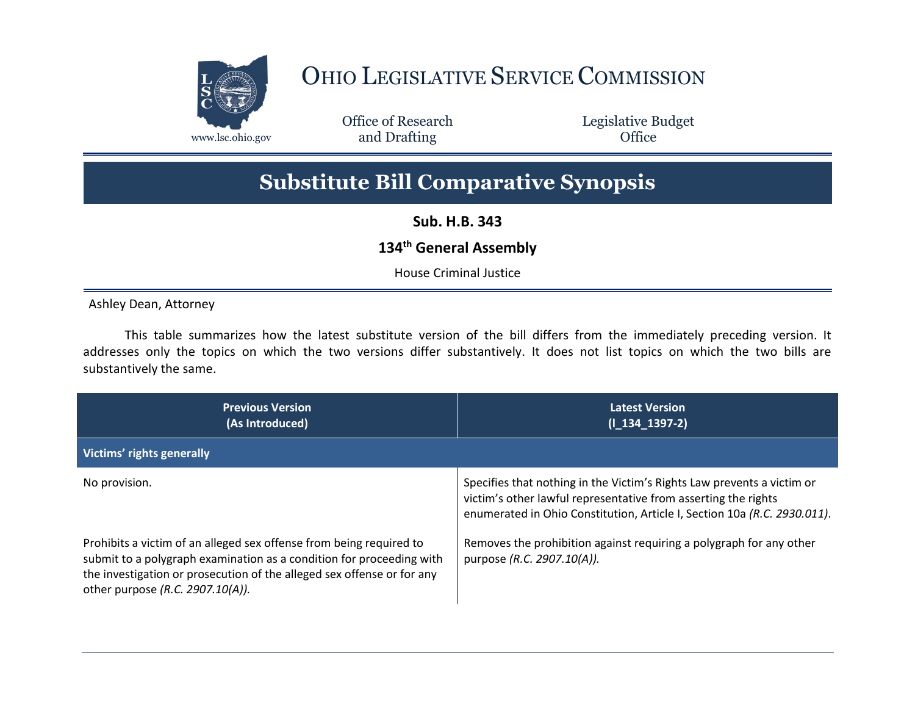# OHIO LEGISLATIVE SERVICE COMMISSION

www.lsc.ohio.gov

Office of Research and Drafting

Legislative Budget Office

## Substitute Bill Comparative Synopsis

**Sub. H.B. 343**

**134th General Assembly**

House Criminal Justice

Ashley Dean, Attorney

This table summarizes how the latest substitute version of the bill differs from the immediately preceding version. It addresses only the topics on which the two versions differ substantively. It does not list topics on which the two bills are substantively the same.

| Previous Version (As Introduced) | Latest Version (l_134_1397-2) |
|---|---|
| **Victims' rights generally** | |
| No provision. | Specifies that nothing in the Victim's Rights Law prevents a victim or victim's other lawful representative from asserting the rights enumerated in Ohio Constitution, Article I, Section 10a *(R.C. 2930.011)*. |
| Prohibits a victim of an alleged sex offense from being required to submit to a polygraph examination as a condition for proceeding with the investigation or prosecution of the alleged sex offense or for any other purpose *(R.C. 2907.10(A)).* | Removes the prohibition against requiring a polygraph for any other purpose *(R.C. 2907.10(A)).* |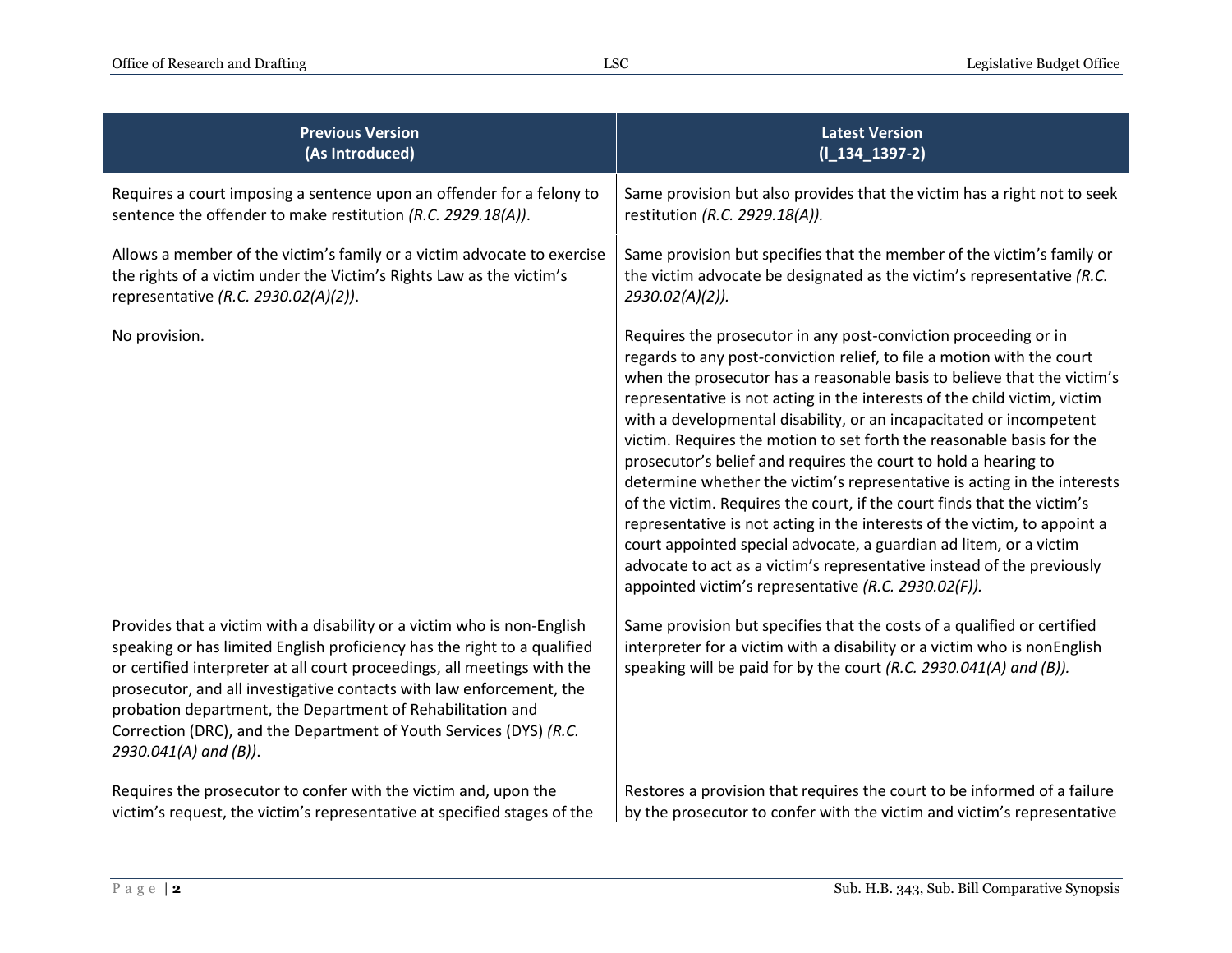| Previous Version (As Introduced) | Latest Version (l_134_1397-2) |
|---|---|
| Requires a court imposing a sentence upon an offender for a felony to sentence the offender to make restitution *(R.C. 2929.18(A))*. | Same provision but also provides that the victim has a right not to seek restitution *(R.C. 2929.18(A)).* |
| Allows a member of the victim's family or a victim advocate to exercise the rights of a victim under the Victim's Rights Law as the victim's representative *(R.C. 2930.02(A)(2))*. | Same provision but specifies that the member of the victim's family or the victim advocate be designated as the victim's representative *(R.C. 2930.02(A)(2)).* |
| No provision. | Requires the prosecutor in any post-conviction proceeding or in regards to any post-conviction relief, to file a motion with the court when the prosecutor has a reasonable basis to believe that the victim's representative is not acting in the interests of the child victim, victim with a developmental disability, or an incapacitated or incompetent victim. Requires the motion to set forth the reasonable basis for the prosecutor's belief and requires the court to hold a hearing to determine whether the victim's representative is acting in the interests of the victim. Requires the court, if the court finds that the victim's representative is not acting in the interests of the victim, to appoint a court appointed special advocate, a guardian ad litem, or a victim advocate to act as a victim's representative instead of the previously appointed victim's representative *(R.C. 2930.02(F)).* |
| Provides that a victim with a disability or a victim who is non-English speaking or has limited English proficiency has the right to a qualified or certified interpreter at all court proceedings, all meetings with the prosecutor, and all investigative contacts with law enforcement, the probation department, the Department of Rehabilitation and Correction (DRC), and the Department of Youth Services (DYS) *(R.C. 2930.041(A) and (B))*. | Same provision but specifies that the costs of a qualified or certified interpreter for a victim with a disability or a victim who is nonEnglish speaking will be paid for by the court *(R.C. 2930.041(A) and (B)).* |
| Requires the prosecutor to confer with the victim and, upon the victim's request, the victim's representative at specified stages of the | Restores a provision that requires the court to be informed of a failure by the prosecutor to confer with the victim and victim's representative |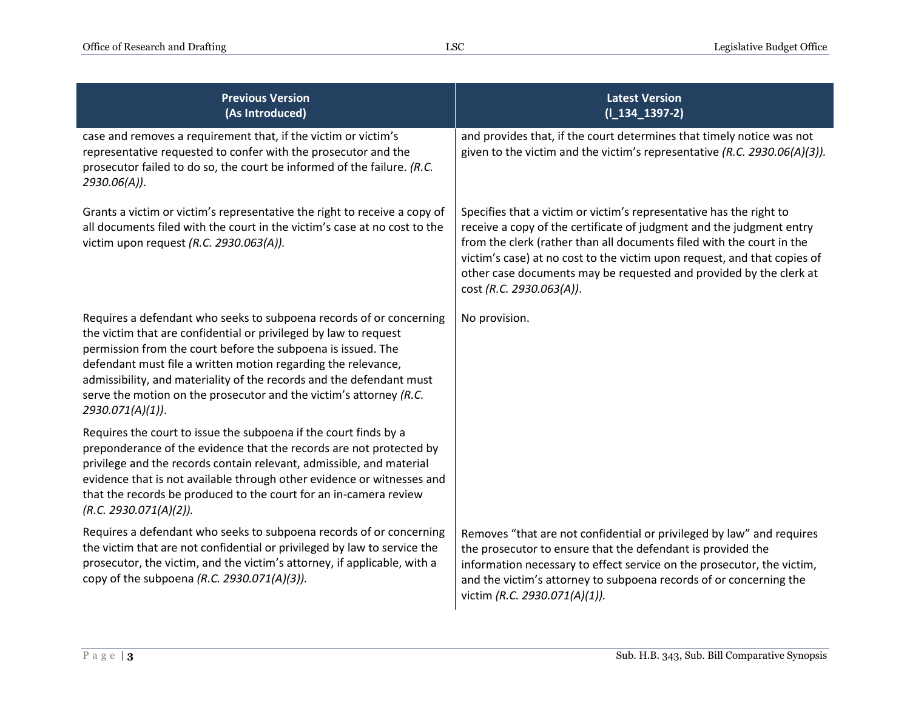| Previous Version (As Introduced) | Latest Version (l_134_1397-2) |
|---|---|
| case and removes a requirement that, if the victim or victim's representative requested to confer with the prosecutor and the prosecutor failed to do so, the court be informed of the failure. *(R.C. 2930.06(A))*. | and provides that, if the court determines that timely notice was not given to the victim and the victim's representative *(R.C. 2930.06(A)(3)).* |
| Grants a victim or victim's representative the right to receive a copy of all documents filed with the court in the victim's case at no cost to the victim upon request *(R.C. 2930.063(A)).* | Specifies that a victim or victim's representative has the right to receive a copy of the certificate of judgment and the judgment entry from the clerk (rather than all documents filed with the court in the victim's case) at no cost to the victim upon request, and that copies of other case documents may be requested and provided by the clerk at cost *(R.C. 2930.063(A))*. |
| Requires a defendant who seeks to subpoena records of or concerning the victim that are confidential or privileged by law to request permission from the court before the subpoena is issued. The defendant must file a written motion regarding the relevance, admissibility, and materiality of the records and the defendant must serve the motion on the prosecutor and the victim's attorney *(R.C. 2930.071(A)(1))*.<br><br>Requires the court to issue the subpoena if the court finds by a preponderance of the evidence that the records are not protected by privilege and the records contain relevant, admissible, and material evidence that is not available through other evidence or witnesses and that the records be produced to the court for an in-camera review *(R.C. 2930.071(A)(2)).* | No provision. |
| Requires a defendant who seeks to subpoena records of or concerning the victim that are not confidential or privileged by law to service the prosecutor, the victim, and the victim's attorney, if applicable, with a copy of the subpoena *(R.C. 2930.071(A)(3)).* | Removes "that are not confidential or privileged by law" and requires the prosecutor to ensure that the defendant is provided the information necessary to effect service on the prosecutor, the victim, and the victim's attorney to subpoena records of or concerning the victim *(R.C. 2930.071(A)(1)).* |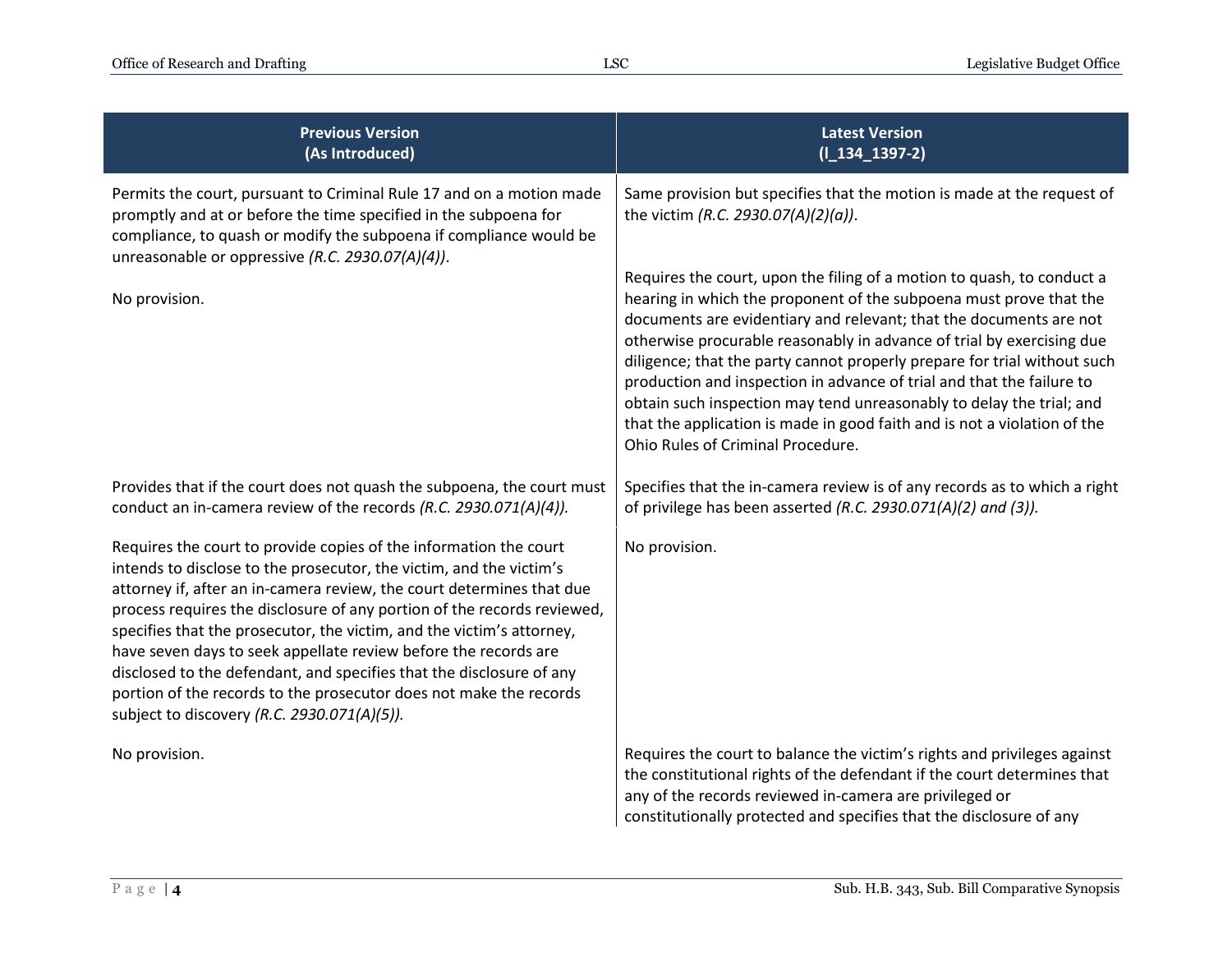| Previous Version (As Introduced) | Latest Version (l_134_1397-2) |
|---|---|
| Permits the court, pursuant to Criminal Rule 17 and on a motion made promptly and at or before the time specified in the subpoena for compliance, to quash or modify the subpoena if compliance would be unreasonable or oppressive *(R.C. 2930.07(A)(4))*. | Same provision but specifies that the motion is made at the request of the victim *(R.C. 2930.07(A)(2)(a))*. |
| No provision. | Requires the court, upon the filing of a motion to quash, to conduct a hearing in which the proponent of the subpoena must prove that the documents are evidentiary and relevant; that the documents are not otherwise procurable reasonably in advance of trial by exercising due diligence; that the party cannot properly prepare for trial without such production and inspection in advance of trial and that the failure to obtain such inspection may tend unreasonably to delay the trial; and that the application is made in good faith and is not a violation of the Ohio Rules of Criminal Procedure. |
| Provides that if the court does not quash the subpoena, the court must conduct an in-camera review of the records *(R.C. 2930.071(A)(4)).* | Specifies that the in-camera review is of any records as to which a right of privilege has been asserted *(R.C. 2930.071(A)(2) and (3)).* |
| Requires the court to provide copies of the information the court intends to disclose to the prosecutor, the victim, and the victim's attorney if, after an in-camera review, the court determines that due process requires the disclosure of any portion of the records reviewed, specifies that the prosecutor, the victim, and the victim's attorney, have seven days to seek appellate review before the records are disclosed to the defendant, and specifies that the disclosure of any portion of the records to the prosecutor does not make the records subject to discovery *(R.C. 2930.071(A)(5)).* | No provision. |
| No provision. | Requires the court to balance the victim's rights and privileges against the constitutional rights of the defendant if the court determines that any of the records reviewed in-camera are privileged or constitutionally protected and specifies that the disclosure of any |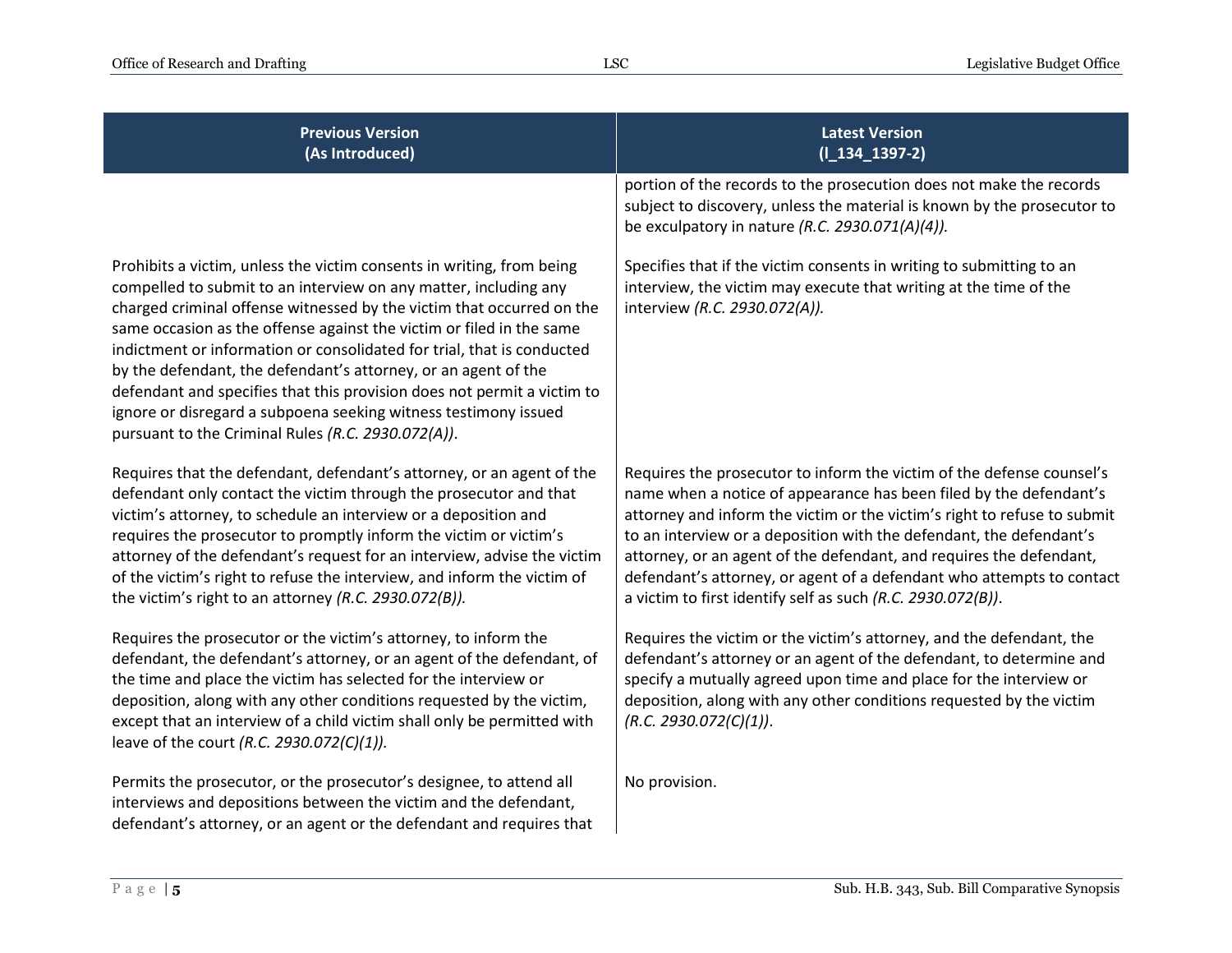| Previous Version (As Introduced) | Latest Version (l_134_1397-2) |
| --- | --- |
| | portion of the records to the prosecution does not make the records subject to discovery, unless the material is known by the prosecutor to be exculpatory in nature *(R.C. 2930.071(A)(4)).* |
| Prohibits a victim, unless the victim consents in writing, from being compelled to submit to an interview on any matter, including any charged criminal offense witnessed by the victim that occurred on the same occasion as the offense against the victim or filed in the same indictment or information or consolidated for trial, that is conducted by the defendant, the defendant's attorney, or an agent of the defendant and specifies that this provision does not permit a victim to ignore or disregard a subpoena seeking witness testimony issued pursuant to the Criminal Rules *(R.C. 2930.072(A))*. | Specifies that if the victim consents in writing to submitting to an interview, the victim may execute that writing at the time of the interview *(R.C. 2930.072(A)).* |
| Requires that the defendant, defendant's attorney, or an agent of the defendant only contact the victim through the prosecutor and that victim's attorney, to schedule an interview or a deposition and requires the prosecutor to promptly inform the victim or victim's attorney of the defendant's request for an interview, advise the victim of the victim's right to refuse the interview, and inform the victim of the victim's right to an attorney *(R.C. 2930.072(B)).* | Requires the prosecutor to inform the victim of the defense counsel's name when a notice of appearance has been filed by the defendant's attorney and inform the victim or the victim's right to refuse to submit to an interview or a deposition with the defendant, the defendant's attorney, or an agent of the defendant, and requires the defendant, defendant's attorney, or agent of a defendant who attempts to contact a victim to first identify self as such *(R.C. 2930.072(B))*. |
| Requires the prosecutor or the victim's attorney, to inform the defendant, the defendant's attorney, or an agent of the defendant, of the time and place the victim has selected for the interview or deposition, along with any other conditions requested by the victim, except that an interview of a child victim shall only be permitted with leave of the court *(R.C. 2930.072(C)(1)).* | Requires the victim or the victim's attorney, and the defendant, the defendant's attorney or an agent of the defendant, to determine and specify a mutually agreed upon time and place for the interview or deposition, along with any other conditions requested by the victim *(R.C. 2930.072(C)(1))*. |
| Permits the prosecutor, or the prosecutor's designee, to attend all interviews and depositions between the victim and the defendant, defendant's attorney, or an agent or the defendant and requires that | No provision. |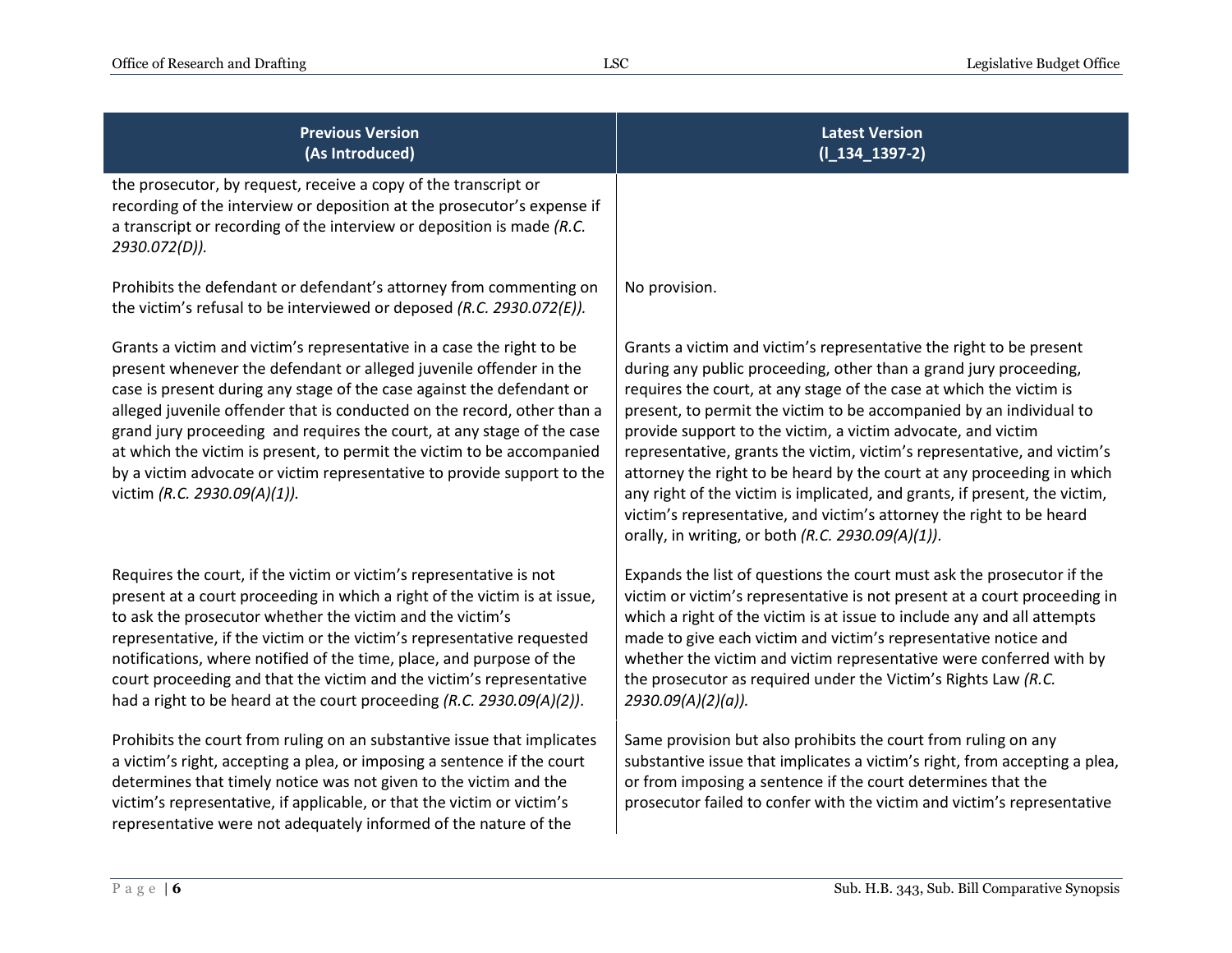| Previous Version (As Introduced) | Latest Version (l_134_1397-2) |
| --- | --- |
| the prosecutor, by request, receive a copy of the transcript or recording of the interview or deposition at the prosecutor's expense if a transcript or recording of the interview or deposition is made *(R.C. 2930.072(D)).* | |
| Prohibits the defendant or defendant's attorney from commenting on the victim's refusal to be interviewed or deposed *(R.C. 2930.072(E)).* | No provision. |
| Grants a victim and victim's representative in a case the right to be present whenever the defendant or alleged juvenile offender in the case is present during any stage of the case against the defendant or alleged juvenile offender that is conducted on the record, other than a grand jury proceeding and requires the court, at any stage of the case at which the victim is present, to permit the victim to be accompanied by a victim advocate or victim representative to provide support to the victim *(R.C. 2930.09(A)(1)).* | Grants a victim and victim's representative the right to be present during any public proceeding, other than a grand jury proceeding, requires the court, at any stage of the case at which the victim is present, to permit the victim to be accompanied by an individual to provide support to the victim, a victim advocate, and victim representative, grants the victim, victim's representative, and victim's attorney the right to be heard by the court at any proceeding in which any right of the victim is implicated, and grants, if present, the victim, victim's representative, and victim's attorney the right to be heard orally, in writing, or both *(R.C. 2930.09(A)(1))*. |
| Requires the court, if the victim or victim's representative is not present at a court proceeding in which a right of the victim is at issue, to ask the prosecutor whether the victim and the victim's representative, if the victim or the victim's representative requested notifications, where notified of the time, place, and purpose of the court proceeding and that the victim and the victim's representative had a right to be heard at the court proceeding *(R.C. 2930.09(A)(2))*. | Expands the list of questions the court must ask the prosecutor if the victim or victim's representative is not present at a court proceeding in which a right of the victim is at issue to include any and all attempts made to give each victim and victim's representative notice and whether the victim and victim representative were conferred with by the prosecutor as required under the Victim's Rights Law *(R.C. 2930.09(A)(2)(a)).* |
| Prohibits the court from ruling on an substantive issue that implicates a victim's right, accepting a plea, or imposing a sentence if the court determines that timely notice was not given to the victim and the victim's representative, if applicable, or that the victim or victim's representative were not adequately informed of the nature of the | Same provision but also prohibits the court from ruling on any substantive issue that implicates a victim's right, from accepting a plea, or from imposing a sentence if the court determines that the prosecutor failed to confer with the victim and victim's representative |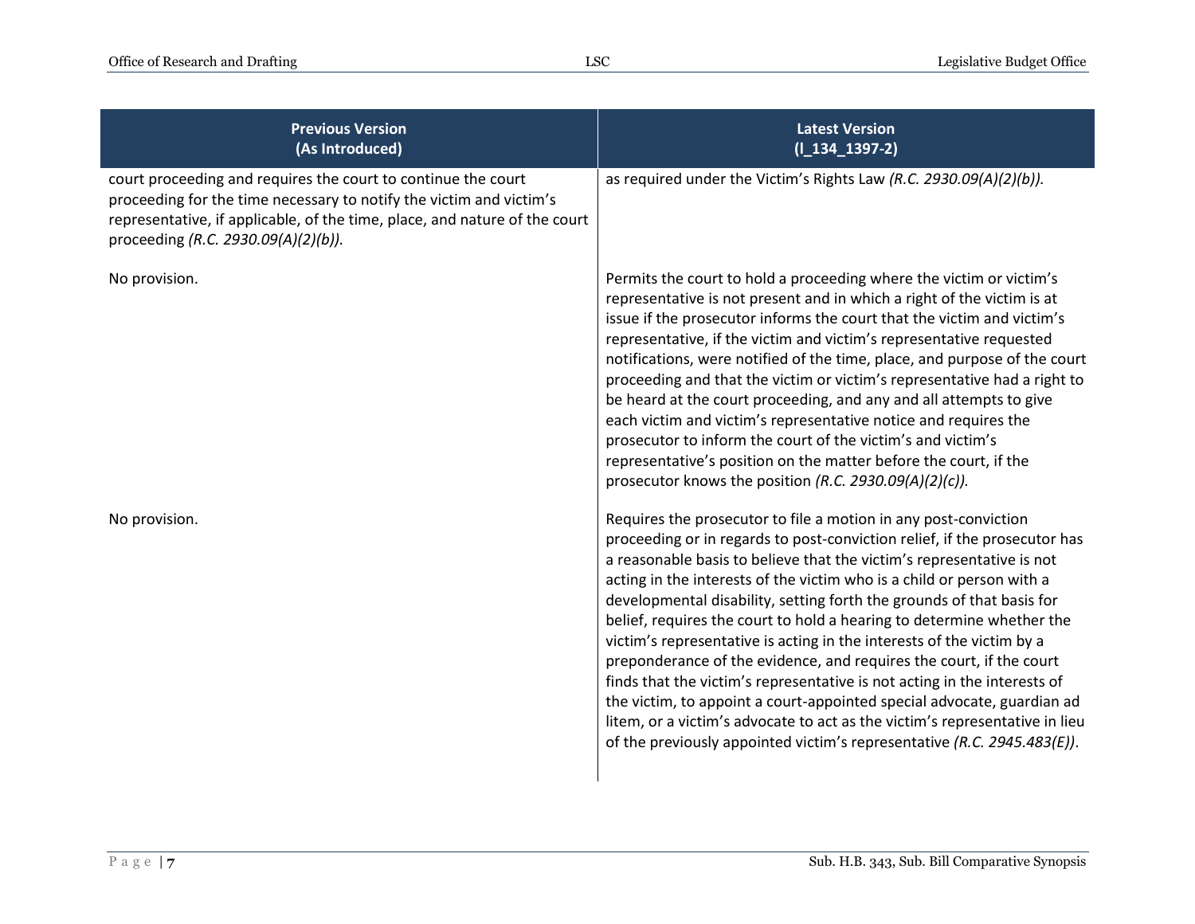| Previous Version (As Introduced) | Latest Version (l_134_1397-2) |
|---|---|
| court proceeding and requires the court to continue the court proceeding for the time necessary to notify the victim and victim's representative, if applicable, of the time, place, and nature of the court proceeding *(R.C. 2930.09(A)(2)(b)).* | as required under the Victim's Rights Law *(R.C. 2930.09(A)(2)(b)).* |
| No provision. | Permits the court to hold a proceeding where the victim or victim's representative is not present and in which a right of the victim is at issue if the prosecutor informs the court that the victim and victim's representative, if the victim and victim's representative requested notifications, were notified of the time, place, and purpose of the court proceeding and that the victim or victim's representative had a right to be heard at the court proceeding, and any and all attempts to give each victim and victim's representative notice and requires the prosecutor to inform the court of the victim's and victim's representative's position on the matter before the court, if the prosecutor knows the position *(R.C. 2930.09(A)(2)(c)).* |
| No provision. | Requires the prosecutor to file a motion in any post-conviction proceeding or in regards to post-conviction relief, if the prosecutor has a reasonable basis to believe that the victim's representative is not acting in the interests of the victim who is a child or person with a developmental disability, setting forth the grounds of that basis for belief, requires the court to hold a hearing to determine whether the victim's representative is acting in the interests of the victim by a preponderance of the evidence, and requires the court, if the court finds that the victim's representative is not acting in the interests of the victim, to appoint a court-appointed special advocate, guardian ad litem, or a victim's advocate to act as the victim's representative in lieu of the previously appointed victim's representative *(R.C. 2945.483(E))*. |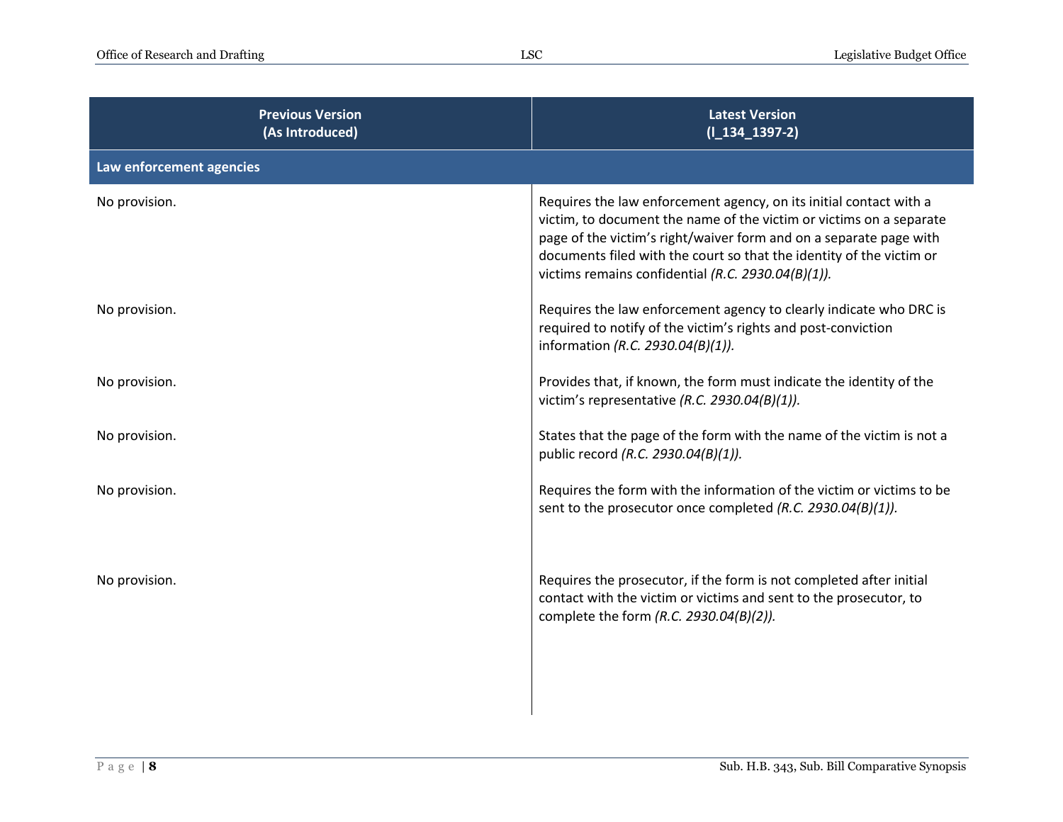| Previous Version (As Introduced) | Latest Version (l_134_1397-2) |
| --- | --- |
| **Law enforcement agencies** | |
| No provision. | Requires the law enforcement agency, on its initial contact with a victim, to document the name of the victim or victims on a separate page of the victim's right/waiver form and on a separate page with documents filed with the court so that the identity of the victim or victims remains confidential *(R.C. 2930.04(B)(1))*. |
| No provision. | Requires the law enforcement agency to clearly indicate who DRC is required to notify of the victim's rights and post-conviction information *(R.C. 2930.04(B)(1))*. |
| No provision. | Provides that, if known, the form must indicate the identity of the victim's representative *(R.C. 2930.04(B)(1))*. |
| No provision. | States that the page of the form with the name of the victim is not a public record *(R.C. 2930.04(B)(1))*. |
| No provision. | Requires the form with the information of the victim or victims to be sent to the prosecutor once completed *(R.C. 2930.04(B)(1))*. |
| No provision. | Requires the prosecutor, if the form is not completed after initial contact with the victim or victims and sent to the prosecutor, to complete the form *(R.C. 2930.04(B)(2))*. |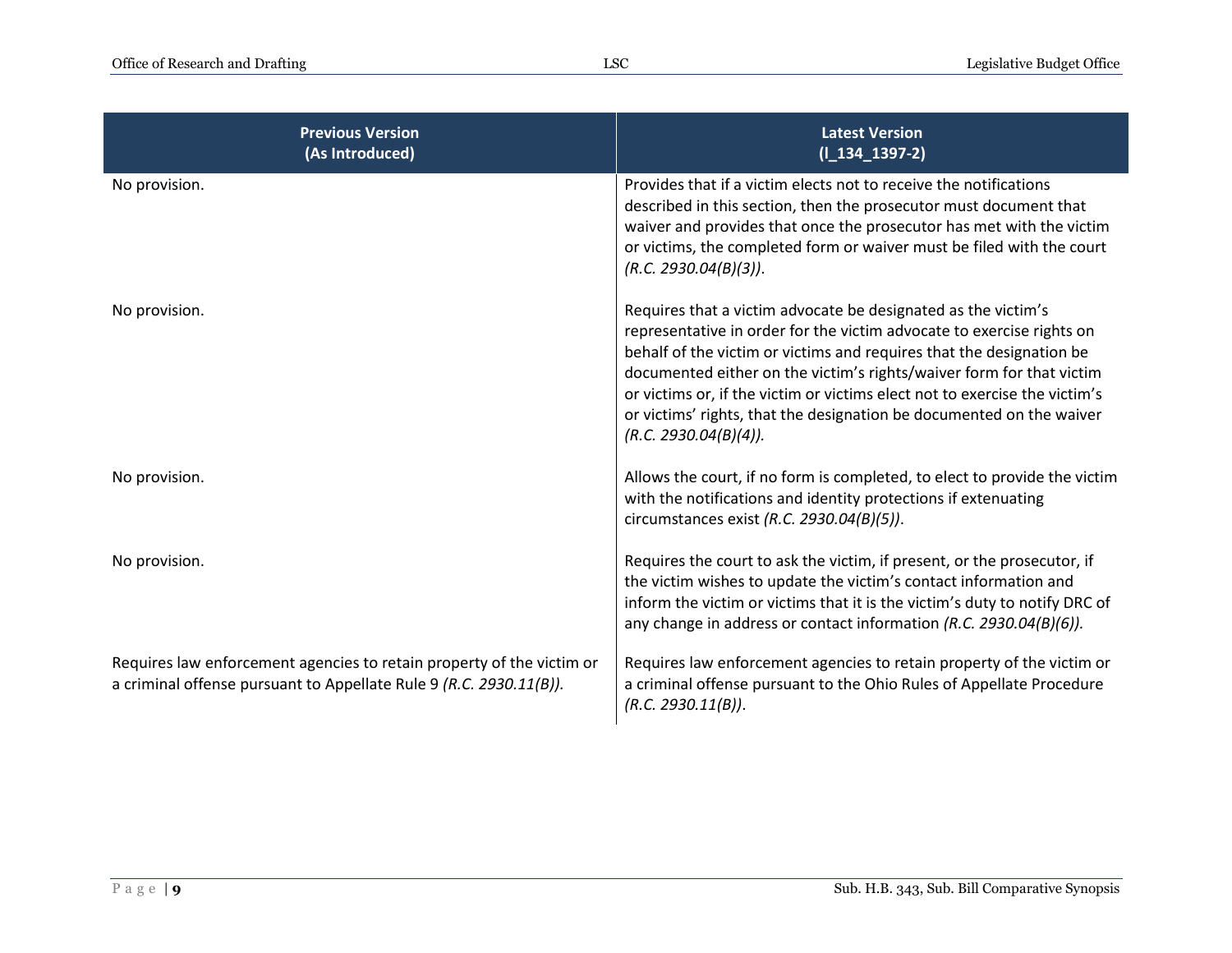| Previous Version (As Introduced) | Latest Version (l_134_1397-2) |
| --- | --- |
| No provision. | Provides that if a victim elects not to receive the notifications described in this section, then the prosecutor must document that waiver and provides that once the prosecutor has met with the victim or victims, the completed form or waiver must be filed with the court *(R.C. 2930.04(B)(3))*. |
| No provision. | Requires that a victim advocate be designated as the victim's representative in order for the victim advocate to exercise rights on behalf of the victim or victims and requires that the designation be documented either on the victim's rights/waiver form for that victim or victims or, if the victim or victims elect not to exercise the victim's or victims' rights, that the designation be documented on the waiver *(R.C. 2930.04(B)(4)).* |
| No provision. | Allows the court, if no form is completed, to elect to provide the victim with the notifications and identity protections if extenuating circumstances exist *(R.C. 2930.04(B)(5))*. |
| No provision. | Requires the court to ask the victim, if present, or the prosecutor, if the victim wishes to update the victim's contact information and inform the victim or victims that it is the victim's duty to notify DRC of any change in address or contact information *(R.C. 2930.04(B)(6)).* |
| Requires law enforcement agencies to retain property of the victim or a criminal offense pursuant to Appellate Rule 9 *(R.C. 2930.11(B)).* | Requires law enforcement agencies to retain property of the victim or a criminal offense pursuant to the Ohio Rules of Appellate Procedure *(R.C. 2930.11(B))*. |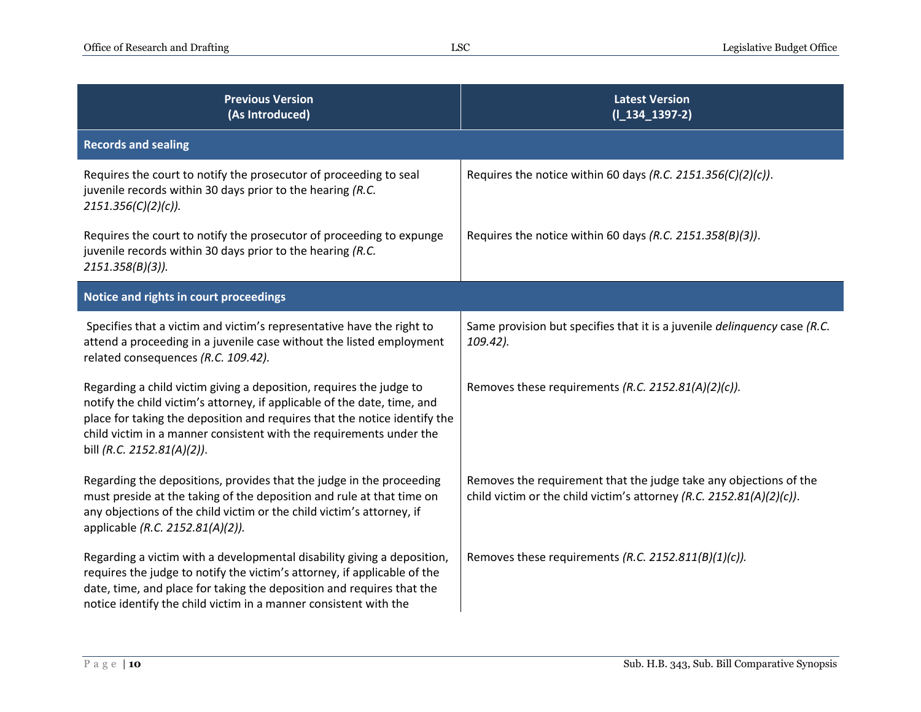| Previous Version (As Introduced) | Latest Version (l_134_1397-2) |
|---|---|
| **Records and sealing** | |
| Requires the court to notify the prosecutor of proceeding to seal juvenile records within 30 days prior to the hearing *(R.C. 2151.356(C)(2)(c)).* | Requires the notice within 60 days *(R.C. 2151.356(C)(2)(c))*. |
| Requires the court to notify the prosecutor of proceeding to expunge juvenile records within 30 days prior to the hearing *(R.C. 2151.358(B)(3)).* | Requires the notice within 60 days *(R.C. 2151.358(B)(3))*. |
| **Notice and rights in court proceedings** | |
| Specifies that a victim and victim's representative have the right to attend a proceeding in a juvenile case without the listed employment related consequences *(R.C. 109.42).* | Same provision but specifies that it is a juvenile *delinquency* case *(R.C. 109.42).* |
| Regarding a child victim giving a deposition, requires the judge to notify the child victim's attorney, if applicable of the date, time, and place for taking the deposition and requires that the notice identify the child victim in a manner consistent with the requirements under the bill *(R.C. 2152.81(A)(2))*. | Removes these requirements *(R.C. 2152.81(A)(2)(c)).* |
| Regarding the depositions, provides that the judge in the proceeding must preside at the taking of the deposition and rule at that time on any objections of the child victim or the child victim's attorney, if applicable *(R.C. 2152.81(A)(2)).* | Removes the requirement that the judge take any objections of the child victim or the child victim's attorney *(R.C. 2152.81(A)(2)(c))*. |
| Regarding a victim with a developmental disability giving a deposition, requires the judge to notify the victim's attorney, if applicable of the date, time, and place for taking the deposition and requires that the notice identify the child victim in a manner consistent with the | Removes these requirements *(R.C. 2152.811(B)(1)(c)).* |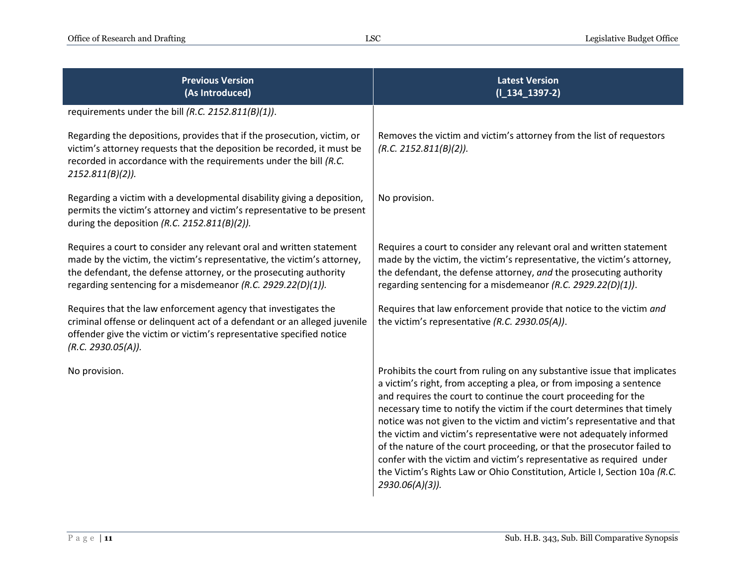| Previous Version (As Introduced) | Latest Version (I_134_1397-2) |
|---|---|
| requirements under the bill *(R.C. 2152.811(B)(1))*. | |
| Regarding the depositions, provides that if the prosecution, victim, or victim's attorney requests that the deposition be recorded, it must be recorded in accordance with the requirements under the bill *(R.C. 2152.811(B)(2)).* | Removes the victim and victim's attorney from the list of requestors *(R.C. 2152.811(B)(2)).* |
| Regarding a victim with a developmental disability giving a deposition, permits the victim's attorney and victim's representative to be present during the deposition *(R.C. 2152.811(B)(2)).* | No provision. |
| Requires a court to consider any relevant oral and written statement made by the victim, the victim's representative, the victim's attorney, the defendant, the defense attorney, or the prosecuting authority regarding sentencing for a misdemeanor *(R.C. 2929.22(D)(1)).* | Requires a court to consider any relevant oral and written statement made by the victim, the victim's representative, the victim's attorney, the defendant, the defense attorney, *and* the prosecuting authority regarding sentencing for a misdemeanor *(R.C. 2929.22(D)(1))*. |
| Requires that the law enforcement agency that investigates the criminal offense or delinquent act of a defendant or an alleged juvenile offender give the victim or victim's representative specified notice *(R.C. 2930.05(A)).* | Requires that law enforcement provide that notice to the victim *and* the victim's representative *(R.C. 2930.05(A))*. |
| No provision. | Prohibits the court from ruling on any substantive issue that implicates a victim's right, from accepting a plea, or from imposing a sentence and requires the court to continue the court proceeding for the necessary time to notify the victim if the court determines that timely notice was not given to the victim and victim's representative and that the victim and victim's representative were not adequately informed of the nature of the court proceeding, or that the prosecutor failed to confer with the victim and victim's representative as required under the Victim's Rights Law or Ohio Constitution, Article I, Section 10a *(R.C. 2930.06(A)(3)).* |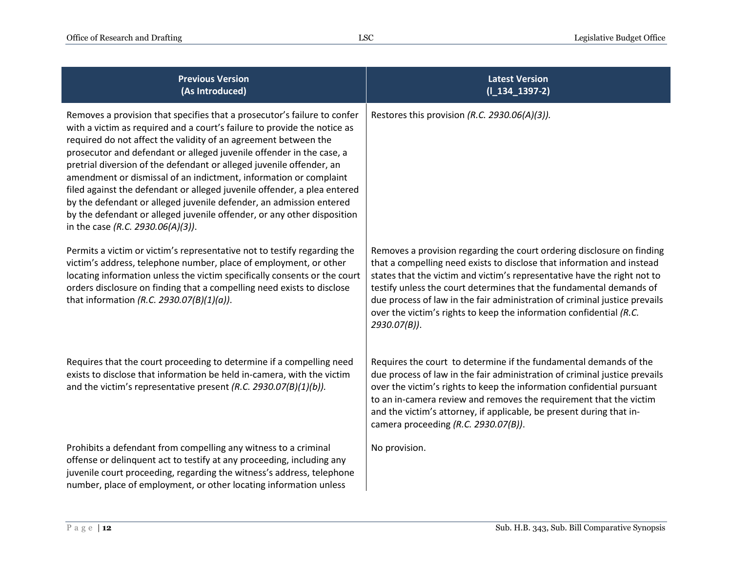| Previous Version (As Introduced) | Latest Version (l_134_1397-2) |
|---|---|
| Removes a provision that specifies that a prosecutor's failure to confer with a victim as required and a court's failure to provide the notice as required do not affect the validity of an agreement between the prosecutor and defendant or alleged juvenile offender in the case, a pretrial diversion of the defendant or alleged juvenile offender, an amendment or dismissal of an indictment, information or complaint filed against the defendant or alleged juvenile offender, a plea entered by the defendant or alleged juvenile defender, an admission entered by the defendant or alleged juvenile offender, or any other disposition in the case *(R.C. 2930.06(A)(3))*. | Restores this provision *(R.C. 2930.06(A)(3))*. |
| Permits a victim or victim's representative not to testify regarding the victim's address, telephone number, place of employment, or other locating information unless the victim specifically consents or the court orders disclosure on finding that a compelling need exists to disclose that information *(R.C. 2930.07(B)(1)(a))*. | Removes a provision regarding the court ordering disclosure on finding that a compelling need exists to disclose that information and instead states that the victim and victim's representative have the right not to testify unless the court determines that the fundamental demands of due process of law in the fair administration of criminal justice prevails over the victim's rights to keep the information confidential *(R.C. 2930.07(B))*. |
| Requires that the court proceeding to determine if a compelling need exists to disclose that information be held in-camera, with the victim and the victim's representative present *(R.C. 2930.07(B)(1)(b))*. | Requires the court to determine if the fundamental demands of the due process of law in the fair administration of criminal justice prevails over the victim's rights to keep the information confidential pursuant to an in-camera review and removes the requirement that the victim and the victim's attorney, if applicable, be present during that in-camera proceeding *(R.C. 2930.07(B))*. |
| Prohibits a defendant from compelling any witness to a criminal offense or delinquent act to testify at any proceeding, including any juvenile court proceeding, regarding the witness's address, telephone number, place of employment, or other locating information unless | No provision. |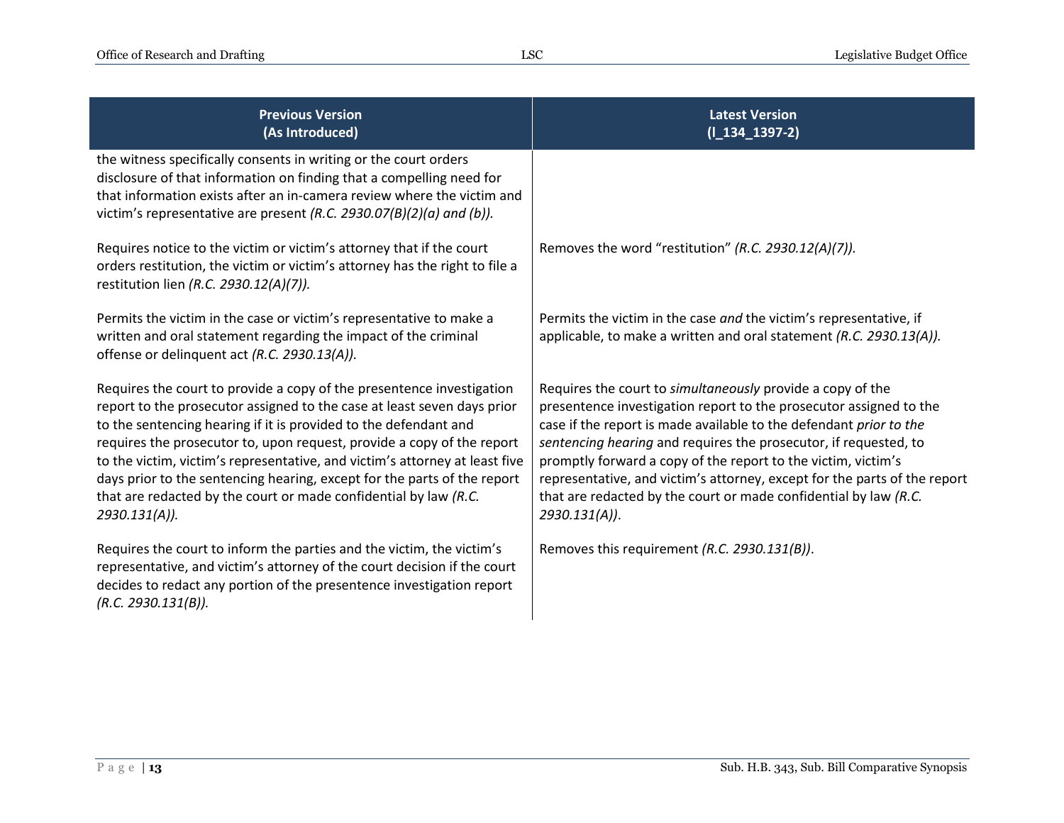| Previous Version (As Introduced) | Latest Version (l_134_1397-2) |
| --- | --- |
| the witness specifically consents in writing or the court orders disclosure of that information on finding that a compelling need for that information exists after an in-camera review where the victim and victim's representative are present *(R.C. 2930.07(B)(2)(a) and (b)).* | |
| Requires notice to the victim or victim's attorney that if the court orders restitution, the victim or victim's attorney has the right to file a restitution lien *(R.C. 2930.12(A)(7)).* | Removes the word "restitution" *(R.C. 2930.12(A)(7)).* |
| Permits the victim in the case or victim's representative to make a written and oral statement regarding the impact of the criminal offense or delinquent act *(R.C. 2930.13(A)).* | Permits the victim in the case *and* the victim's representative, if applicable, to make a written and oral statement *(R.C. 2930.13(A)).* |
| Requires the court to provide a copy of the presentence investigation report to the prosecutor assigned to the case at least seven days prior to the sentencing hearing if it is provided to the defendant and requires the prosecutor to, upon request, provide a copy of the report to the victim, victim's representative, and victim's attorney at least five days prior to the sentencing hearing, except for the parts of the report that are redacted by the court or made confidential by law *(R.C. 2930.131(A)).* | Requires the court to *simultaneously* provide a copy of the presentence investigation report to the prosecutor assigned to the case if the report is made available to the defendant *prior to the sentencing hearing* and requires the prosecutor, if requested, to promptly forward a copy of the report to the victim, victim's representative, and victim's attorney, except for the parts of the report that are redacted by the court or made confidential by law *(R.C. 2930.131(A))*. |
| Requires the court to inform the parties and the victim, the victim's representative, and victim's attorney of the court decision if the court decides to redact any portion of the presentence investigation report *(R.C. 2930.131(B)).* | Removes this requirement *(R.C. 2930.131(B))*. |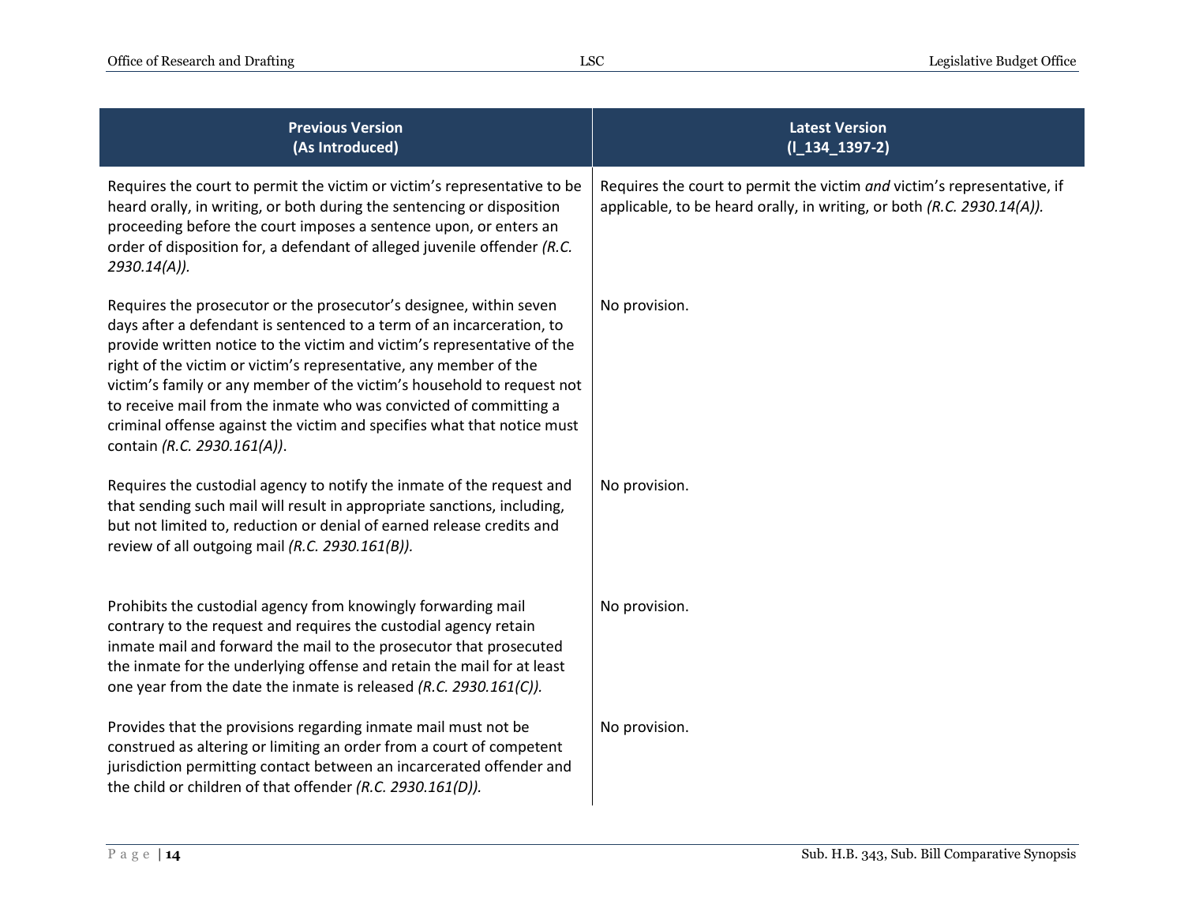| Previous Version (As Introduced) | Latest Version (l_134_1397-2) |
|---|---|
| Requires the court to permit the victim or victim's representative to be heard orally, in writing, or both during the sentencing or disposition proceeding before the court imposes a sentence upon, or enters an order of disposition for, a defendant of alleged juvenile offender *(R.C. 2930.14(A))*. | Requires the court to permit the victim *and* victim's representative, if applicable, to be heard orally, in writing, or both *(R.C. 2930.14(A)).* |
| Requires the prosecutor or the prosecutor's designee, within seven days after a defendant is sentenced to a term of an incarceration, to provide written notice to the victim and victim's representative of the right of the victim or victim's representative, any member of the victim's family or any member of the victim's household to request not to receive mail from the inmate who was convicted of committing a criminal offense against the victim and specifies what that notice must contain *(R.C. 2930.161(A))*. | No provision. |
| Requires the custodial agency to notify the inmate of the request and that sending such mail will result in appropriate sanctions, including, but not limited to, reduction or denial of earned release credits and review of all outgoing mail *(R.C. 2930.161(B)).* | No provision. |
| Prohibits the custodial agency from knowingly forwarding mail contrary to the request and requires the custodial agency retain inmate mail and forward the mail to the prosecutor that prosecuted the inmate for the underlying offense and retain the mail for at least one year from the date the inmate is released *(R.C. 2930.161(C)).* | No provision. |
| Provides that the provisions regarding inmate mail must not be construed as altering or limiting an order from a court of competent jurisdiction permitting contact between an incarcerated offender and the child or children of that offender *(R.C. 2930.161(D)).* | No provision. |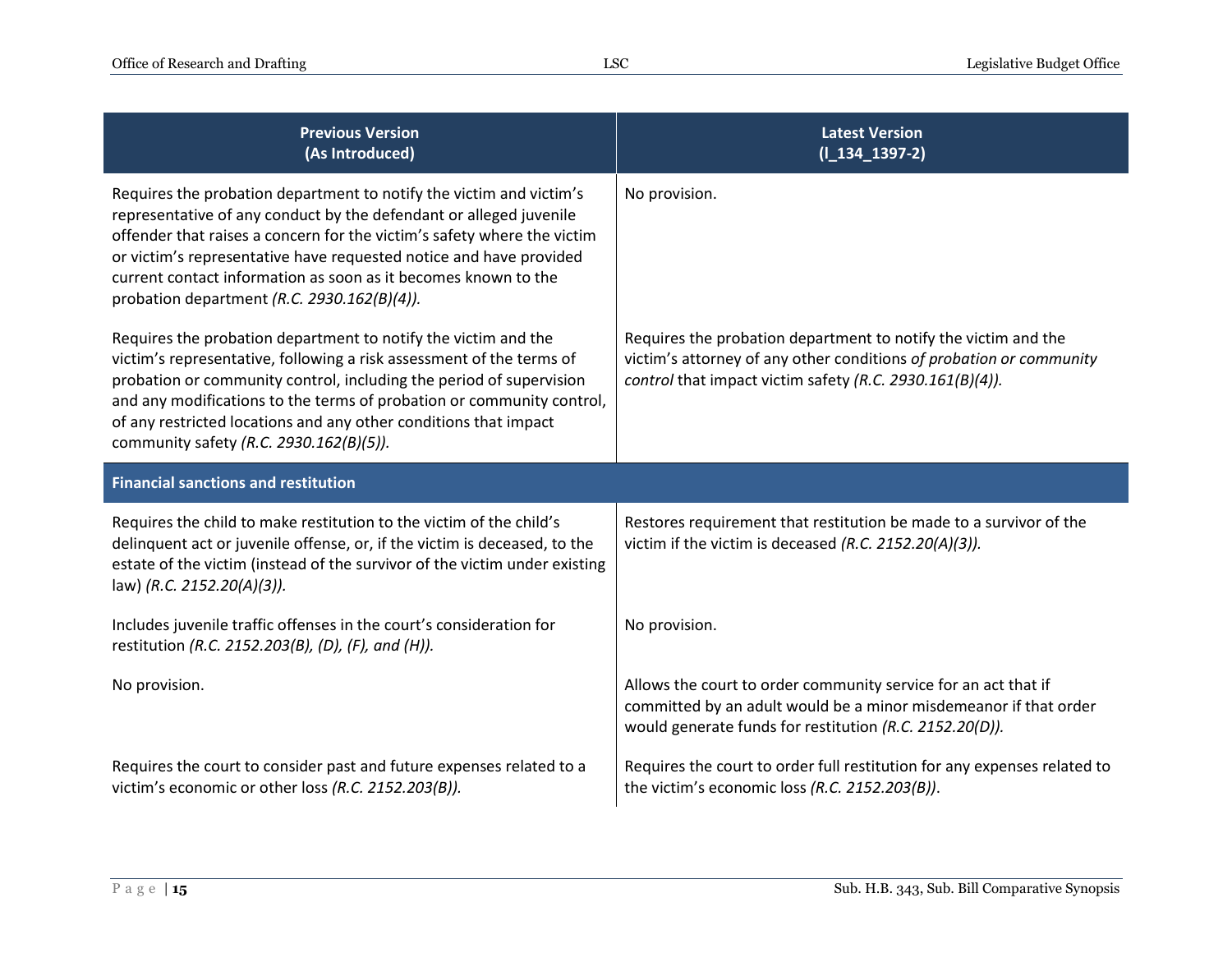| Previous Version (As Introduced) | Latest Version (l_134_1397-2) |
|---|---|
| Requires the probation department to notify the victim and victim's representative of any conduct by the defendant or alleged juvenile offender that raises a concern for the victim's safety where the victim or victim's representative have requested notice and have provided current contact information as soon as it becomes known to the probation department *(R.C. 2930.162(B)(4)).* | No provision. |
| Requires the probation department to notify the victim and the victim's representative, following a risk assessment of the terms of probation or community control, including the period of supervision and any modifications to the terms of probation or community control, of any restricted locations and any other conditions that impact community safety *(R.C. 2930.162(B)(5)).* | Requires the probation department to notify the victim and the victim's attorney of any other conditions *of probation or community control* that impact victim safety *(R.C. 2930.161(B)(4)).* |
| **Financial sanctions and restitution** | |
| Requires the child to make restitution to the victim of the child's delinquent act or juvenile offense, or, if the victim is deceased, to the estate of the victim (instead of the survivor of the victim under existing law) *(R.C. 2152.20(A)(3)).* | Restores requirement that restitution be made to a survivor of the victim if the victim is deceased *(R.C. 2152.20(A)(3)).* |
| Includes juvenile traffic offenses in the court's consideration for restitution *(R.C. 2152.203(B), (D), (F), and (H)).* | No provision. |
| No provision. | Allows the court to order community service for an act that if committed by an adult would be a minor misdemeanor if that order would generate funds for restitution *(R.C. 2152.20(D)).* |
| Requires the court to consider past and future expenses related to a victim's economic or other loss *(R.C. 2152.203(B)).* | Requires the court to order full restitution for any expenses related to the victim's economic loss *(R.C. 2152.203(B))*. |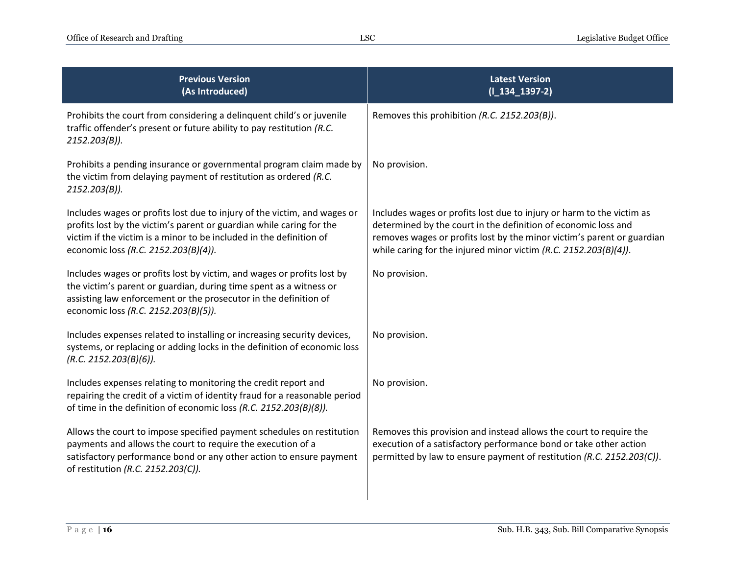| Previous Version<br>(As Introduced) | Latest Version<br>(l_134_1397-2) |
|---|---|
| Prohibits the court from considering a delinquent child's or juvenile traffic offender's present or future ability to pay restitution *(R.C. 2152.203(B)).* | Removes this prohibition *(R.C. 2152.203(B))*. |
| Prohibits a pending insurance or governmental program claim made by the victim from delaying payment of restitution as ordered *(R.C. 2152.203(B)).* | No provision. |
| Includes wages or profits lost due to injury of the victim, and wages or profits lost by the victim's parent or guardian while caring for the victim if the victim is a minor to be included in the definition of economic loss *(R.C. 2152.203(B)(4)).* | Includes wages or profits lost due to injury or harm to the victim as determined by the court in the definition of economic loss and removes wages or profits lost by the minor victim's parent or guardian while caring for the injured minor victim *(R.C. 2152.203(B)(4))*. |
| Includes wages or profits lost by victim, and wages or profits lost by the victim's parent or guardian, during time spent as a witness or assisting law enforcement or the prosecutor in the definition of economic loss *(R.C. 2152.203(B)(5)).* | No provision. |
| Includes expenses related to installing or increasing security devices, systems, or replacing or adding locks in the definition of economic loss *(R.C. 2152.203(B)(6)).* | No provision. |
| Includes expenses relating to monitoring the credit report and repairing the credit of a victim of identity fraud for a reasonable period of time in the definition of economic loss *(R.C. 2152.203(B)(8)).* | No provision. |
| Allows the court to impose specified payment schedules on restitution payments and allows the court to require the execution of a satisfactory performance bond or any other action to ensure payment of restitution *(R.C. 2152.203(C)).* | Removes this provision and instead allows the court to require the execution of a satisfactory performance bond or take other action permitted by law to ensure payment of restitution *(R.C. 2152.203(C))*. |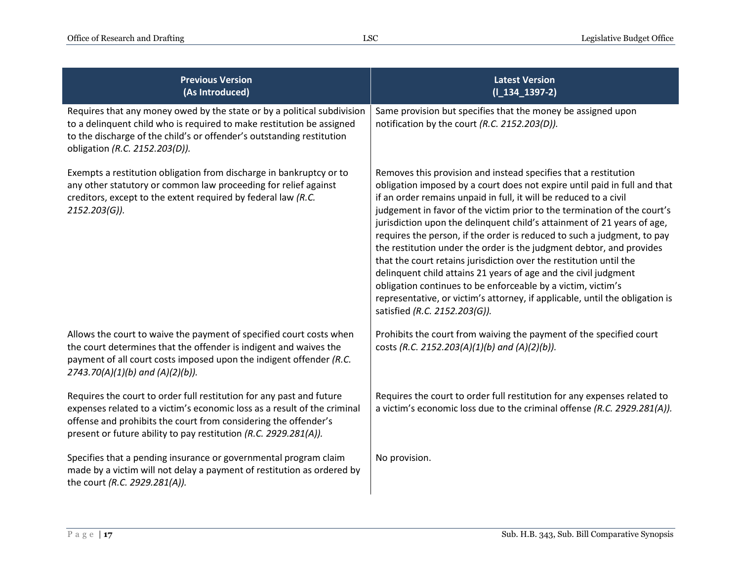| Previous Version (As Introduced) | Latest Version (l_134_1397-2) |
|---|---|
| Requires that any money owed by the state or by a political subdivision to a delinquent child who is required to make restitution be assigned to the discharge of the child's or offender's outstanding restitution obligation *(R.C. 2152.203(D)).* | Same provision but specifies that the money be assigned upon notification by the court *(R.C. 2152.203(D)).* |
| Exempts a restitution obligation from discharge in bankruptcy or to any other statutory or common law proceeding for relief against creditors, except to the extent required by federal law *(R.C. 2152.203(G)).* | Removes this provision and instead specifies that a restitution obligation imposed by a court does not expire until paid in full and that if an order remains unpaid in full, it will be reduced to a civil judgement in favor of the victim prior to the termination of the court's jurisdiction upon the delinquent child's attainment of 21 years of age, requires the person, if the order is reduced to such a judgment, to pay the restitution under the order is the judgment debtor, and provides that the court retains jurisdiction over the restitution until the delinquent child attains 21 years of age and the civil judgment obligation continues to be enforceable by a victim, victim's representative, or victim's attorney, if applicable, until the obligation is satisfied *(R.C. 2152.203(G)).* |
| Allows the court to waive the payment of specified court costs when the court determines that the offender is indigent and waives the payment of all court costs imposed upon the indigent offender *(R.C. 2743.70(A)(1)(b) and (A)(2)(b)).* | Prohibits the court from waiving the payment of the specified court costs *(R.C. 2152.203(A)(1)(b) and (A)(2)(b)).* |
| Requires the court to order full restitution for any past and future expenses related to a victim's economic loss as a result of the criminal offense and prohibits the court from considering the offender's present or future ability to pay restitution *(R.C. 2929.281(A)).* | Requires the court to order full restitution for any expenses related to a victim's economic loss due to the criminal offense *(R.C. 2929.281(A)).* |
| Specifies that a pending insurance or governmental program claim made by a victim will not delay a payment of restitution as ordered by the court *(R.C. 2929.281(A)).* | No provision. |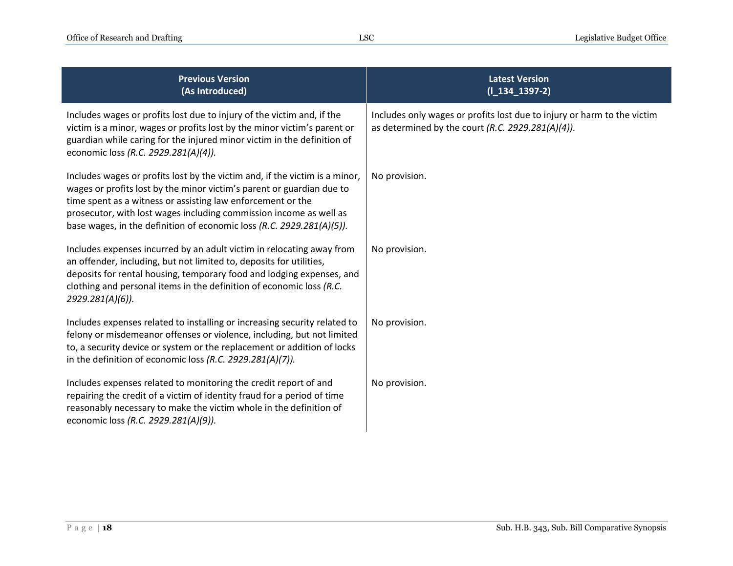| Previous Version (As Introduced) | Latest Version (l_134_1397-2) |
|---|---|
| Includes wages or profits lost due to injury of the victim and, if the victim is a minor, wages or profits lost by the minor victim's parent or guardian while caring for the injured minor victim in the definition of economic loss *(R.C. 2929.281(A)(4)).* | Includes only wages or profits lost due to injury or harm to the victim as determined by the court *(R.C. 2929.281(A)(4)).* |
| Includes wages or profits lost by the victim and, if the victim is a minor, wages or profits lost by the minor victim's parent or guardian due to time spent as a witness or assisting law enforcement or the prosecutor, with lost wages including commission income as well as base wages, in the definition of economic loss *(R.C. 2929.281(A)(5)).* | No provision. |
| Includes expenses incurred by an adult victim in relocating away from an offender, including, but not limited to, deposits for utilities, deposits for rental housing, temporary food and lodging expenses, and clothing and personal items in the definition of economic loss *(R.C. 2929.281(A)(6)).* | No provision. |
| Includes expenses related to installing or increasing security related to felony or misdemeanor offenses or violence, including, but not limited to, a security device or system or the replacement or addition of locks in the definition of economic loss *(R.C. 2929.281(A)(7)).* | No provision. |
| Includes expenses related to monitoring the credit report of and repairing the credit of a victim of identity fraud for a period of time reasonably necessary to make the victim whole in the definition of economic loss *(R.C. 2929.281(A)(9)).* | No provision. |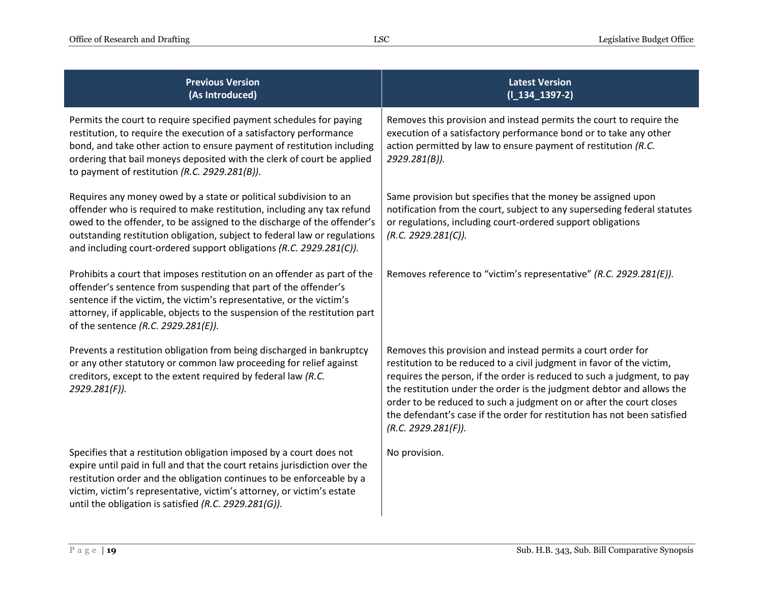| Previous Version (As Introduced) | Latest Version (l_134_1397-2) |
|---|---|
| Permits the court to require specified payment schedules for paying restitution, to require the execution of a satisfactory performance bond, and take other action to ensure payment of restitution including ordering that bail moneys deposited with the clerk of court be applied to payment of restitution *(R.C. 2929.281(B)).* | Removes this provision and instead permits the court to require the execution of a satisfactory performance bond or to take any other action permitted by law to ensure payment of restitution *(R.C. 2929.281(B)).* |
| Requires any money owed by a state or political subdivision to an offender who is required to make restitution, including any tax refund owed to the offender, to be assigned to the discharge of the offender's outstanding restitution obligation, subject to federal law or regulations and including court-ordered support obligations *(R.C. 2929.281(C)).* | Same provision but specifies that the money be assigned upon notification from the court, subject to any superseding federal statutes or regulations, including court-ordered support obligations *(R.C. 2929.281(C)).* |
| Prohibits a court that imposes restitution on an offender as part of the offender's sentence from suspending that part of the offender's sentence if the victim, the victim's representative, or the victim's attorney, if applicable, objects to the suspension of the restitution part of the sentence *(R.C. 2929.281(E)).* | Removes reference to "victim's representative" *(R.C. 2929.281(E)).* |
| Prevents a restitution obligation from being discharged in bankruptcy or any other statutory or common law proceeding for relief against creditors, except to the extent required by federal law *(R.C. 2929.281(F)).* | Removes this provision and instead permits a court order for restitution to be reduced to a civil judgment in favor of the victim, requires the person, if the order is reduced to such a judgment, to pay the restitution under the order is the judgment debtor and allows the order to be reduced to such a judgment on or after the court closes the defendant's case if the order for restitution has not been satisfied *(R.C. 2929.281(F)).* |
| Specifies that a restitution obligation imposed by a court does not expire until paid in full and that the court retains jurisdiction over the restitution order and the obligation continues to be enforceable by a victim, victim's representative, victim's attorney, or victim's estate until the obligation is satisfied *(R.C. 2929.281(G)).* | No provision. |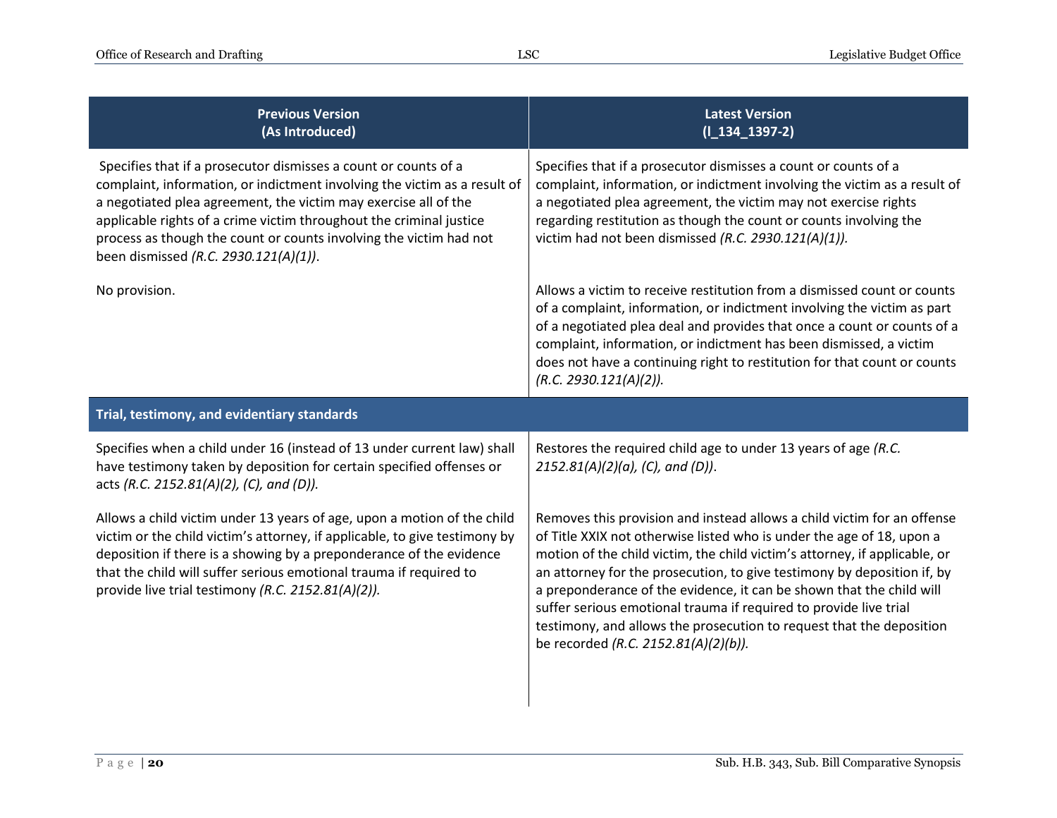| Previous Version (As Introduced) | Latest Version (l_134_1397-2) |
| --- | --- |
| Specifies that if a prosecutor dismisses a count or counts of a complaint, information, or indictment involving the victim as a result of a negotiated plea agreement, the victim may exercise all of the applicable rights of a crime victim throughout the criminal justice process as though the count or counts involving the victim had not been dismissed *(R.C. 2930.121(A)(1))*. | Specifies that if a prosecutor dismisses a count or counts of a complaint, information, or indictment involving the victim as a result of a negotiated plea agreement, the victim may not exercise rights regarding restitution as though the count or counts involving the victim had not been dismissed *(R.C. 2930.121(A)(1)).* |
| No provision. | Allows a victim to receive restitution from a dismissed count or counts of a complaint, information, or indictment involving the victim as part of a negotiated plea deal and provides that once a count or counts of a complaint, information, or indictment has been dismissed, a victim does not have a continuing right to restitution for that count or counts *(R.C. 2930.121(A)(2)).* |
| **Trial, testimony, and evidentiary standards** | |
| Specifies when a child under 16 (instead of 13 under current law) shall have testimony taken by deposition for certain specified offenses or acts *(R.C. 2152.81(A)(2), (C), and (D)).* | Restores the required child age to under 13 years of age *(R.C. 2152.81(A)(2)(a), (C), and (D))*. |
| Allows a child victim under 13 years of age, upon a motion of the child victim or the child victim's attorney, if applicable, to give testimony by deposition if there is a showing by a preponderance of the evidence that the child will suffer serious emotional trauma if required to provide live trial testimony *(R.C. 2152.81(A)(2)).* | Removes this provision and instead allows a child victim for an offense of Title XXIX not otherwise listed who is under the age of 18, upon a motion of the child victim, the child victim's attorney, if applicable, or an attorney for the prosecution, to give testimony by deposition if, by a preponderance of the evidence, it can be shown that the child will suffer serious emotional trauma if required to provide live trial testimony, and allows the prosecution to request that the deposition be recorded *(R.C. 2152.81(A)(2)(b)).* |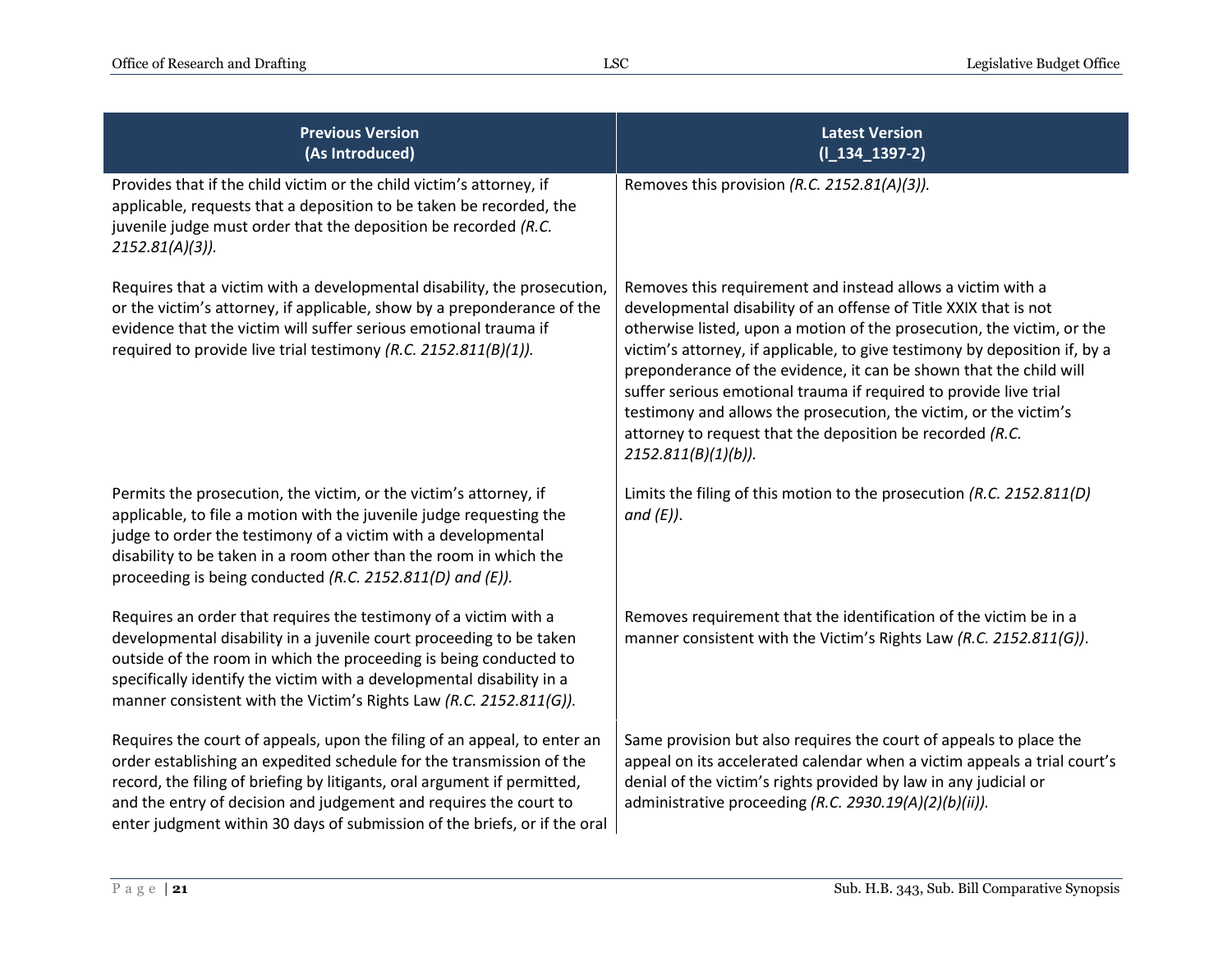| Previous Version (As Introduced) | Latest Version (l_134_1397-2) |
|---|---|
| Provides that if the child victim or the child victim's attorney, if applicable, requests that a deposition to be taken be recorded, the juvenile judge must order that the deposition be recorded *(R.C. 2152.81(A)(3)).* | Removes this provision *(R.C. 2152.81(A)(3)).* |
| Requires that a victim with a developmental disability, the prosecution, or the victim's attorney, if applicable, show by a preponderance of the evidence that the victim will suffer serious emotional trauma if required to provide live trial testimony *(R.C. 2152.811(B)(1)).* | Removes this requirement and instead allows a victim with a developmental disability of an offense of Title XXIX that is not otherwise listed, upon a motion of the prosecution, the victim, or the victim's attorney, if applicable, to give testimony by deposition if, by a preponderance of the evidence, it can be shown that the child will suffer serious emotional trauma if required to provide live trial testimony and allows the prosecution, the victim, or the victim's attorney to request that the deposition be recorded *(R.C. 2152.811(B)(1)(b)).* |
| Permits the prosecution, the victim, or the victim's attorney, if applicable, to file a motion with the juvenile judge requesting the judge to order the testimony of a victim with a developmental disability to be taken in a room other than the room in which the proceeding is being conducted *(R.C. 2152.811(D) and (E)).* | Limits the filing of this motion to the prosecution *(R.C. 2152.811(D) and (E))*. |
| Requires an order that requires the testimony of a victim with a developmental disability in a juvenile court proceeding to be taken outside of the room in which the proceeding is being conducted to specifically identify the victim with a developmental disability in a manner consistent with the Victim's Rights Law *(R.C. 2152.811(G)).* | Removes requirement that the identification of the victim be in a manner consistent with the Victim's Rights Law *(R.C. 2152.811(G))*. |
| Requires the court of appeals, upon the filing of an appeal, to enter an order establishing an expedited schedule for the transmission of the record, the filing of briefing by litigants, oral argument if permitted, and the entry of decision and judgement and requires the court to enter judgment within 30 days of submission of the briefs, or if the oral | Same provision but also requires the court of appeals to place the appeal on its accelerated calendar when a victim appeals a trial court's denial of the victim's rights provided by law in any judicial or administrative proceeding *(R.C. 2930.19(A)(2)(b)(ii)).* |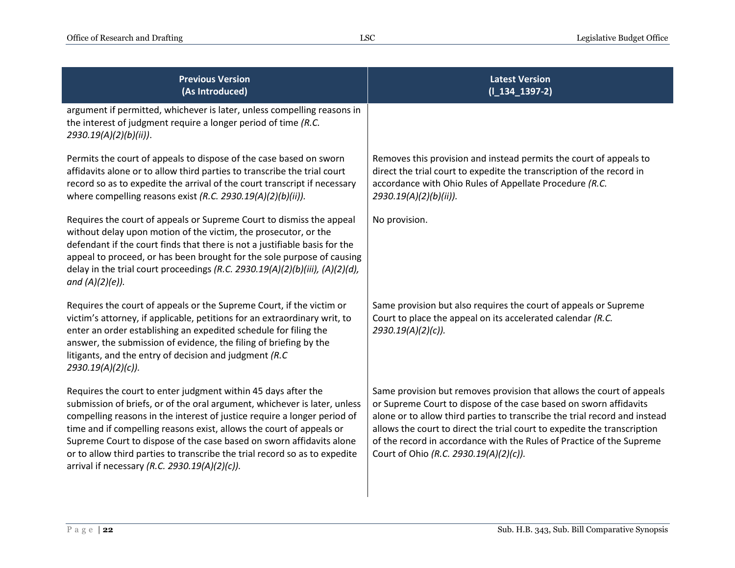| Previous Version (As Introduced) | Latest Version (l_134_1397-2) |
|---|---|
| argument if permitted, whichever is later, unless compelling reasons in the interest of judgment require a longer period of time *(R.C. 2930.19(A)(2)(b)(ii))*. | |
| Permits the court of appeals to dispose of the case based on sworn affidavits alone or to allow third parties to transcribe the trial court record so as to expedite the arrival of the court transcript if necessary where compelling reasons exist *(R.C. 2930.19(A)(2)(b)(ii))*. | Removes this provision and instead permits the court of appeals to direct the trial court to expedite the transcription of the record in accordance with Ohio Rules of Appellate Procedure *(R.C. 2930.19(A)(2)(b)(ii))*. |
| Requires the court of appeals or Supreme Court to dismiss the appeal without delay upon motion of the victim, the prosecutor, or the defendant if the court finds that there is not a justifiable basis for the appeal to proceed, or has been brought for the sole purpose of causing delay in the trial court proceedings *(R.C. 2930.19(A)(2)(b)(iii), (A)(2)(d), and (A)(2)(e))*. | No provision. |
| Requires the court of appeals or the Supreme Court, if the victim or victim's attorney, if applicable, petitions for an extraordinary writ, to enter an order establishing an expedited schedule for filing the answer, the submission of evidence, the filing of briefing by the litigants, and the entry of decision and judgment *(R.C 2930.19(A)(2)(c))*. | Same provision but also requires the court of appeals or Supreme Court to place the appeal on its accelerated calendar *(R.C. 2930.19(A)(2)(c))*. |
| Requires the court to enter judgment within 45 days after the submission of briefs, or of the oral argument, whichever is later, unless compelling reasons in the interest of justice require a longer period of time and if compelling reasons exist, allows the court of appeals or Supreme Court to dispose of the case based on sworn affidavits alone or to allow third parties to transcribe the trial record so as to expedite arrival if necessary *(R.C. 2930.19(A)(2)(c))*. | Same provision but removes provision that allows the court of appeals or Supreme Court to dispose of the case based on sworn affidavits alone or to allow third parties to transcribe the trial record and instead allows the court to direct the trial court to expedite the transcription of the record in accordance with the Rules of Practice of the Supreme Court of Ohio *(R.C. 2930.19(A)(2)(c))*. |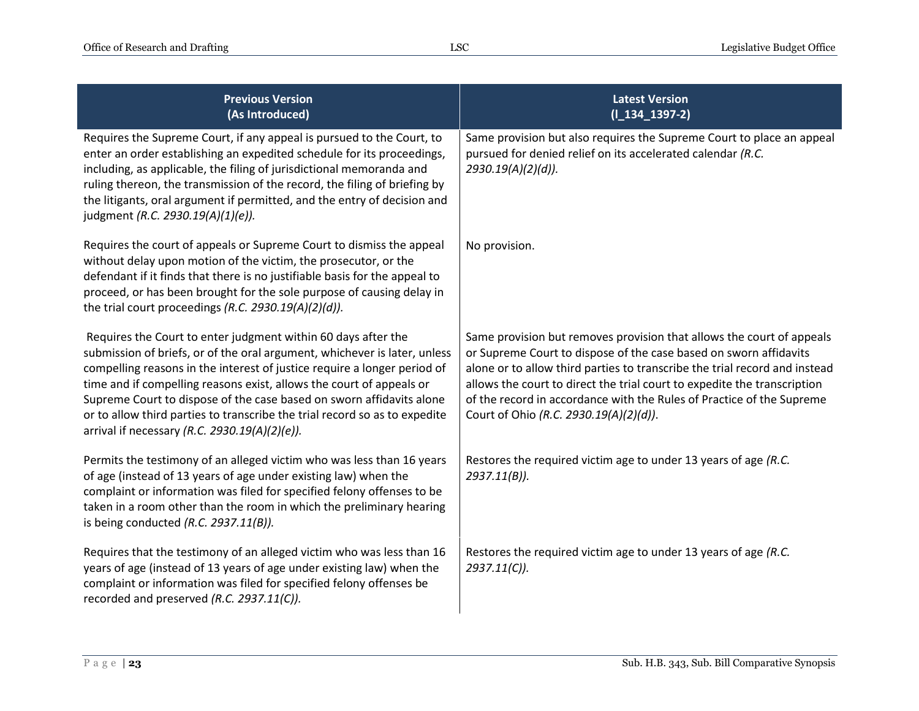| Previous Version (As Introduced) | Latest Version (l_134_1397-2) |
| --- | --- |
| Requires the Supreme Court, if any appeal is pursued to the Court, to enter an order establishing an expedited schedule for its proceedings, including, as applicable, the filing of jurisdictional memoranda and ruling thereon, the transmission of the record, the filing of briefing by the litigants, oral argument if permitted, and the entry of decision and judgment *(R.C. 2930.19(A)(1)(e))*. | Same provision but also requires the Supreme Court to place an appeal pursued for denied relief on its accelerated calendar *(R.C. 2930.19(A)(2)(d))*. |
| Requires the court of appeals or Supreme Court to dismiss the appeal without delay upon motion of the victim, the prosecutor, or the defendant if it finds that there is no justifiable basis for the appeal to proceed, or has been brought for the sole purpose of causing delay in the trial court proceedings *(R.C. 2930.19(A)(2)(d))*. | No provision. |
| Requires the Court to enter judgment within 60 days after the submission of briefs, or of the oral argument, whichever is later, unless compelling reasons in the interest of justice require a longer period of time and if compelling reasons exist, allows the court of appeals or Supreme Court to dispose of the case based on sworn affidavits alone or to allow third parties to transcribe the trial record so as to expedite arrival if necessary *(R.C. 2930.19(A)(2)(e))*. | Same provision but removes provision that allows the court of appeals or Supreme Court to dispose of the case based on sworn affidavits alone or to allow third parties to transcribe the trial record and instead allows the court to direct the trial court to expedite the transcription of the record in accordance with the Rules of Practice of the Supreme Court of Ohio *(R.C. 2930.19(A)(2)(d))*. |
| Permits the testimony of an alleged victim who was less than 16 years of age (instead of 13 years of age under existing law) when the complaint or information was filed for specified felony offenses to be taken in a room other than the room in which the preliminary hearing is being conducted *(R.C. 2937.11(B))*. | Restores the required victim age to under 13 years of age *(R.C. 2937.11(B))*. |
| Requires that the testimony of an alleged victim who was less than 16 years of age (instead of 13 years of age under existing law) when the complaint or information was filed for specified felony offenses be recorded and preserved *(R.C. 2937.11(C))*. | Restores the required victim age to under 13 years of age *(R.C. 2937.11(C))*. |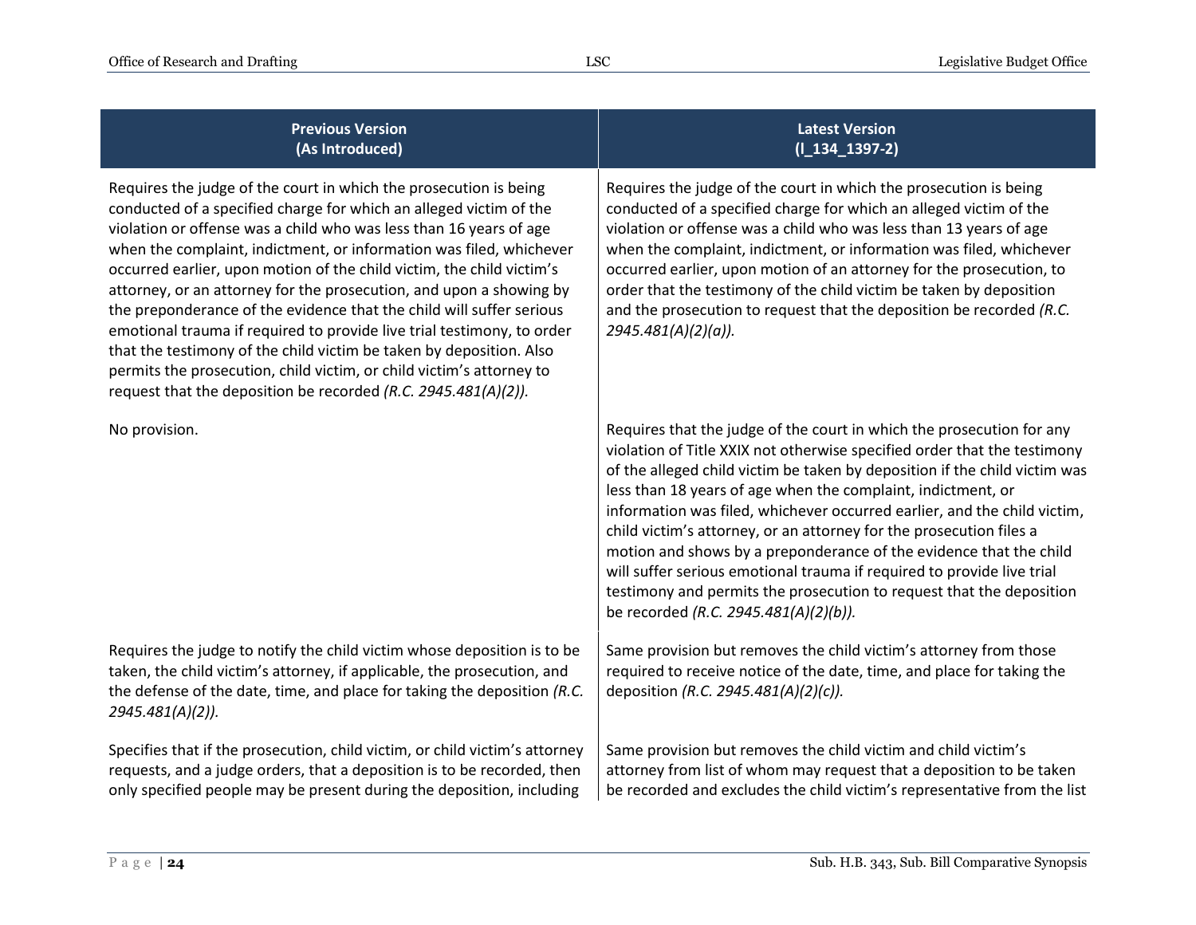| Previous Version (As Introduced) | Latest Version (l_134_1397-2) |
|---|---|
| Requires the judge of the court in which the prosecution is being conducted of a specified charge for which an alleged victim of the violation or offense was a child who was less than 16 years of age when the complaint, indictment, or information was filed, whichever occurred earlier, upon motion of the child victim, the child victim's attorney, or an attorney for the prosecution, and upon a showing by the preponderance of the evidence that the child will suffer serious emotional trauma if required to provide live trial testimony, to order that the testimony of the child victim be taken by deposition. Also permits the prosecution, child victim, or child victim's attorney to request that the deposition be recorded *(R.C. 2945.481(A)(2)).* | Requires the judge of the court in which the prosecution is being conducted of a specified charge for which an alleged victim of the violation or offense was a child who was less than 13 years of age when the complaint, indictment, or information was filed, whichever occurred earlier, upon motion of an attorney for the prosecution, to order that the testimony of the child victim be taken by deposition and the prosecution to request that the deposition be recorded *(R.C. 2945.481(A)(2)(a)).* |
| No provision. | Requires that the judge of the court in which the prosecution for any violation of Title XXIX not otherwise specified order that the testimony of the alleged child victim be taken by deposition if the child victim was less than 18 years of age when the complaint, indictment, or information was filed, whichever occurred earlier, and the child victim, child victim's attorney, or an attorney for the prosecution files a motion and shows by a preponderance of the evidence that the child will suffer serious emotional trauma if required to provide live trial testimony and permits the prosecution to request that the deposition be recorded *(R.C. 2945.481(A)(2)(b)).* |
| Requires the judge to notify the child victim whose deposition is to be taken, the child victim's attorney, if applicable, the prosecution, and the defense of the date, time, and place for taking the deposition *(R.C. 2945.481(A)(2)).* | Same provision but removes the child victim's attorney from those required to receive notice of the date, time, and place for taking the deposition *(R.C. 2945.481(A)(2)(c)).* |
| Specifies that if the prosecution, child victim, or child victim's attorney requests, and a judge orders, that a deposition is to be recorded, then only specified people may be present during the deposition, including | Same provision but removes the child victim and child victim's attorney from list of whom may request that a deposition to be taken be recorded and excludes the child victim's representative from the list |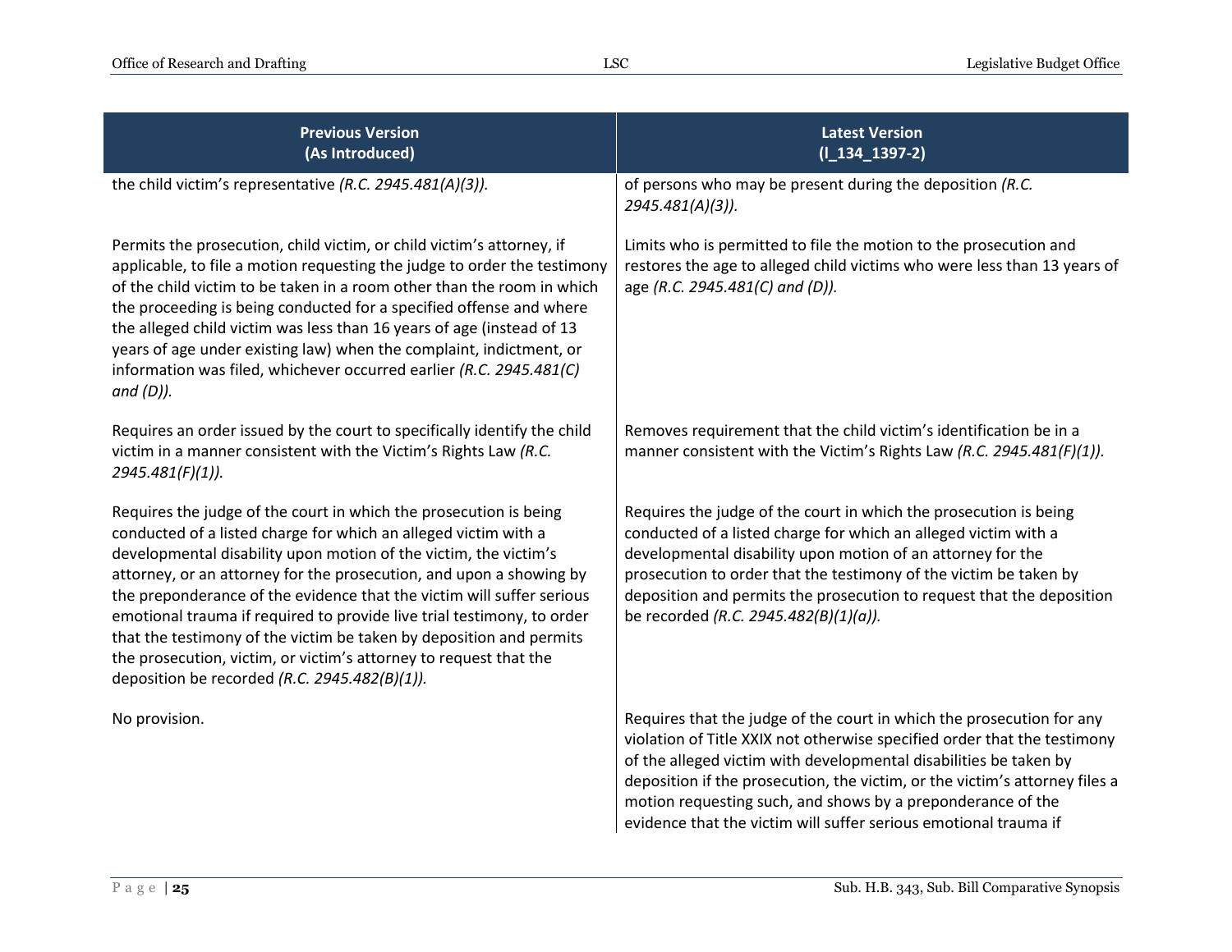| Previous Version (As Introduced) | Latest Version (l_134_1397-2) |
|---|---|
| the child victim's representative *(R.C. 2945.481(A)(3)).* | of persons who may be present during the deposition *(R.C. 2945.481(A)(3)).* |
| Permits the prosecution, child victim, or child victim's attorney, if applicable, to file a motion requesting the judge to order the testimony of the child victim to be taken in a room other than the room in which the proceeding is being conducted for a specified offense and where the alleged child victim was less than 16 years of age (instead of 13 years of age under existing law) when the complaint, indictment, or information was filed, whichever occurred earlier *(R.C. 2945.481(C) and (D)).* | Limits who is permitted to file the motion to the prosecution and restores the age to alleged child victims who were less than 13 years of age *(R.C. 2945.481(C) and (D)).* |
| Requires an order issued by the court to specifically identify the child victim in a manner consistent with the Victim's Rights Law *(R.C. 2945.481(F)(1)).* | Removes requirement that the child victim's identification be in a manner consistent with the Victim's Rights Law *(R.C. 2945.481(F)(1)).* |
| Requires the judge of the court in which the prosecution is being conducted of a listed charge for which an alleged victim with a developmental disability upon motion of the victim, the victim's attorney, or an attorney for the prosecution, and upon a showing by the preponderance of the evidence that the victim will suffer serious emotional trauma if required to provide live trial testimony, to order that the testimony of the victim be taken by deposition and permits the prosecution, victim, or victim's attorney to request that the deposition be recorded *(R.C. 2945.482(B)(1)).* | Requires the judge of the court in which the prosecution is being conducted of a listed charge for which an alleged victim with a developmental disability upon motion of an attorney for the prosecution to order that the testimony of the victim be taken by deposition and permits the prosecution to request that the deposition be recorded *(R.C. 2945.482(B)(1)(a)).* |
| No provision. | Requires that the judge of the court in which the prosecution for any violation of Title XXIX not otherwise specified order that the testimony of the alleged victim with developmental disabilities be taken by deposition if the prosecution, the victim, or the victim's attorney files a motion requesting such, and shows by a preponderance of the evidence that the victim will suffer serious emotional trauma if |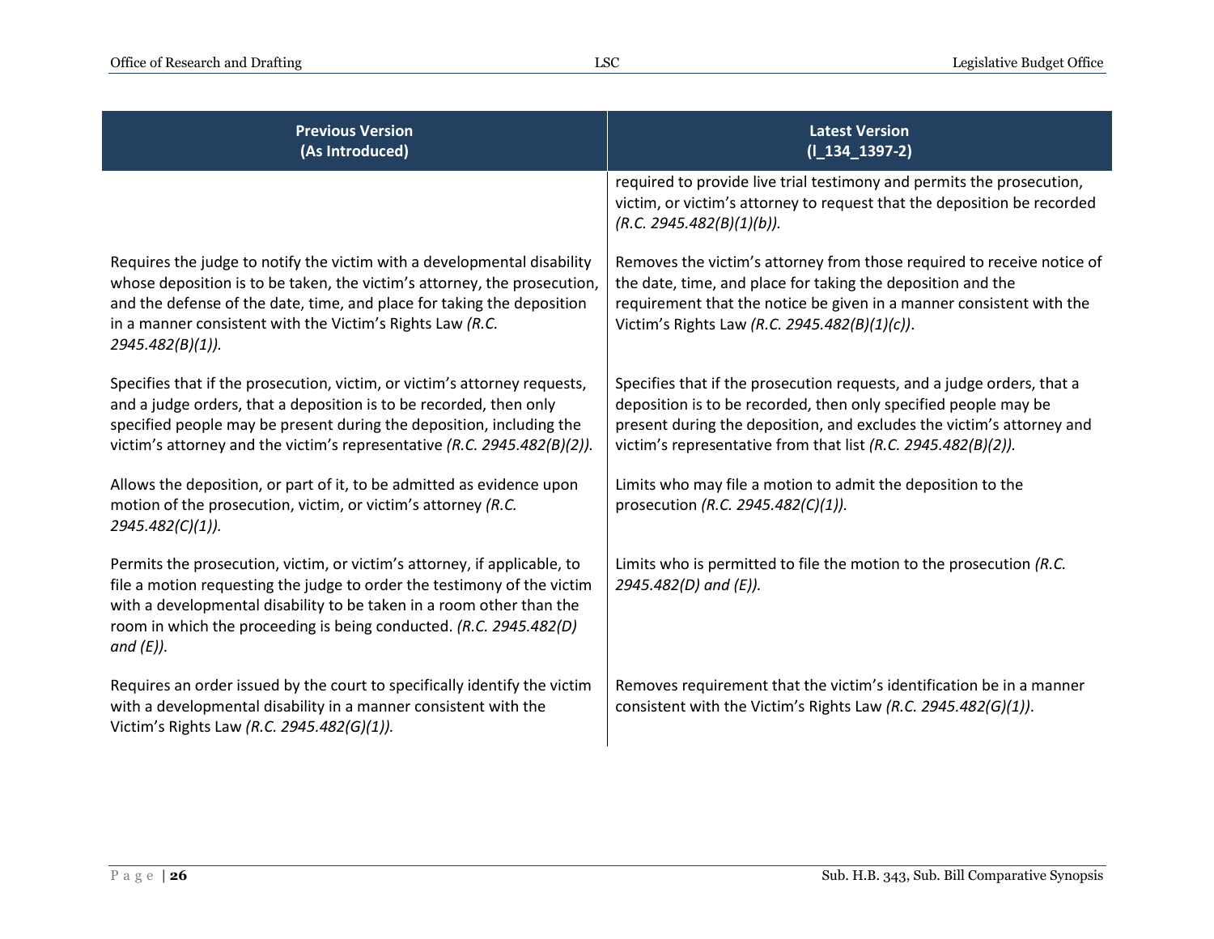| Previous Version (As Introduced) | Latest Version (l_134_1397-2) |
| --- | --- |
| | required to provide live trial testimony and permits the prosecution, victim, or victim's attorney to request that the deposition be recorded *(R.C. 2945.482(B)(1)(b)).* |
| Requires the judge to notify the victim with a developmental disability whose deposition is to be taken, the victim's attorney, the prosecution, and the defense of the date, time, and place for taking the deposition in a manner consistent with the Victim's Rights Law *(R.C. 2945.482(B)(1)).* | Removes the victim's attorney from those required to receive notice of the date, time, and place for taking the deposition and the requirement that the notice be given in a manner consistent with the Victim's Rights Law *(R.C. 2945.482(B)(1)(c))*. |
| Specifies that if the prosecution, victim, or victim's attorney requests, and a judge orders, that a deposition is to be recorded, then only specified people may be present during the deposition, including the victim's attorney and the victim's representative *(R.C. 2945.482(B)(2)).* | Specifies that if the prosecution requests, and a judge orders, that a deposition is to be recorded, then only specified people may be present during the deposition, and excludes the victim's attorney and victim's representative from that list *(R.C. 2945.482(B)(2)).* |
| Allows the deposition, or part of it, to be admitted as evidence upon motion of the prosecution, victim, or victim's attorney *(R.C. 2945.482(C)(1)).* | Limits who may file a motion to admit the deposition to the prosecution *(R.C. 2945.482(C)(1)).* |
| Permits the prosecution, victim, or victim's attorney, if applicable, to file a motion requesting the judge to order the testimony of the victim with a developmental disability to be taken in a room other than the room in which the proceeding is being conducted. *(R.C. 2945.482(D) and (E)).* | Limits who is permitted to file the motion to the prosecution *(R.C. 2945.482(D) and (E)).* |
| Requires an order issued by the court to specifically identify the victim with a developmental disability in a manner consistent with the Victim's Rights Law *(R.C. 2945.482(G)(1)).* | Removes requirement that the victim's identification be in a manner consistent with the Victim's Rights Law *(R.C. 2945.482(G)(1))*. |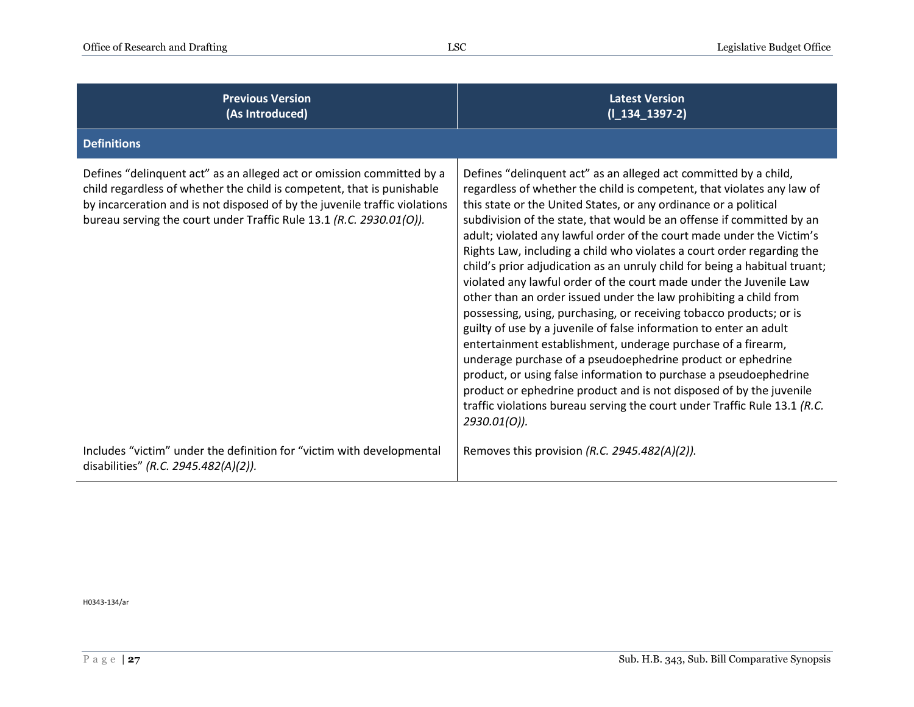| Previous Version (As Introduced) | Latest Version (l_134_1397-2) |
|---|---|
| **Definitions** | |
| Defines "delinquent act" as an alleged act or omission committed by a child regardless of whether the child is competent, that is punishable by incarceration and is not disposed of by the juvenile traffic violations bureau serving the court under Traffic Rule 13.1 *(R.C. 2930.01(O)).* | Defines "delinquent act" as an alleged act committed by a child, regardless of whether the child is competent, that violates any law of this state or the United States, or any ordinance or a political subdivision of the state, that would be an offense if committed by an adult; violated any lawful order of the court made under the Victim's Rights Law, including a child who violates a court order regarding the child's prior adjudication as an unruly child for being a habitual truant; violated any lawful order of the court made under the Juvenile Law other than an order issued under the law prohibiting a child from possessing, using, purchasing, or receiving tobacco products; or is guilty of use by a juvenile of false information to enter an adult entertainment establishment, underage purchase of a firearm, underage purchase of a pseudoephedrine product or ephedrine product, or using false information to purchase a pseudoephedrine product or ephedrine product and is not disposed of by the juvenile traffic violations bureau serving the court under Traffic Rule 13.1 *(R.C. 2930.01(O)).* |
| Includes "victim" under the definition for "victim with developmental disabilities" *(R.C. 2945.482(A)(2)).* | Removes this provision *(R.C. 2945.482(A)(2)).* |

H0343-134/ar